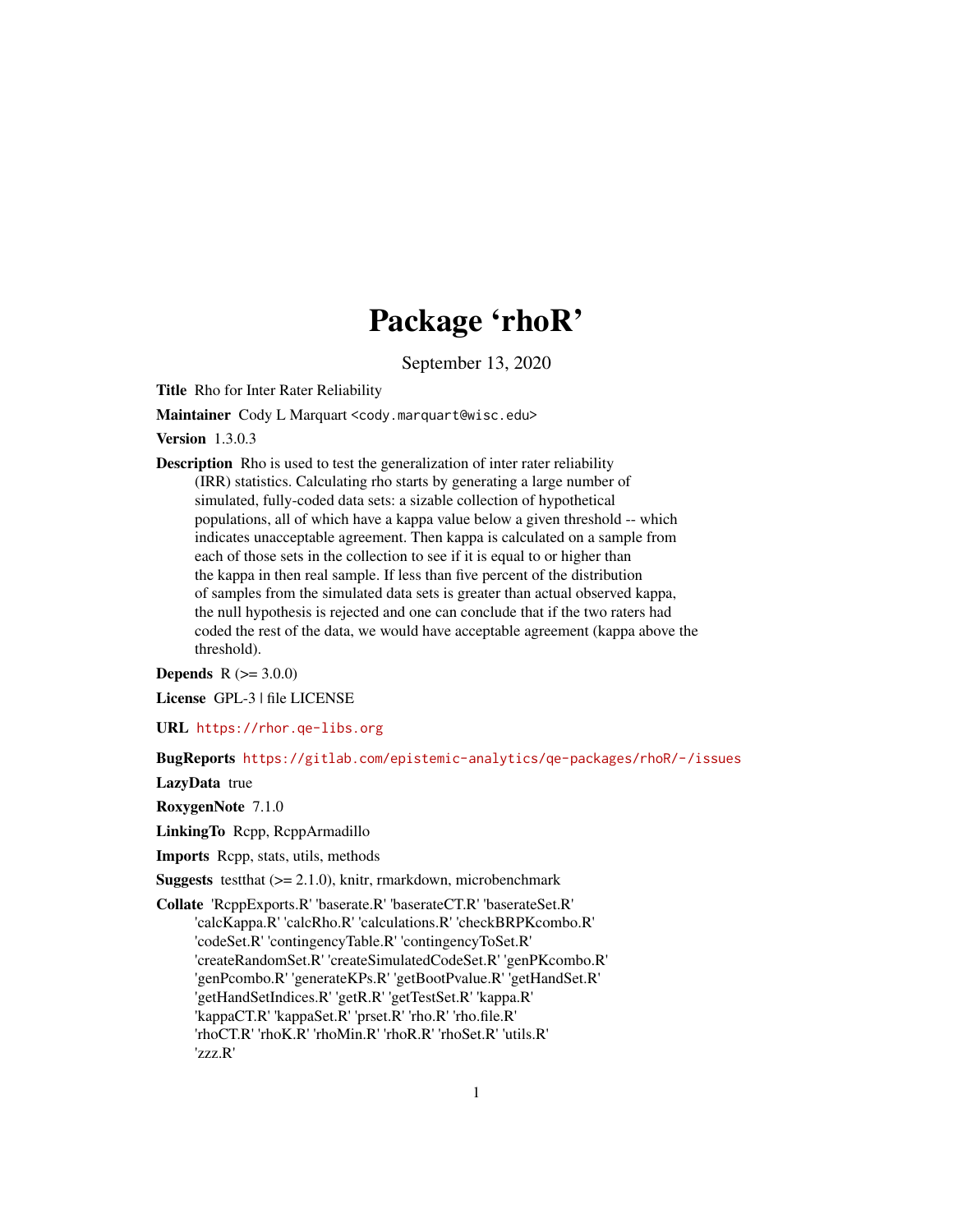# Package 'rhoR'

September 13, 2020

**Title** Rho for Inter Rater Reliability

**Maintainer** Cody L Marquart <cody.marquart@wisc.edu>

**Version** 1.3.0.3

**Description** Rho is used to test the generalization of inter rater reliability (IRR) statistics. Calculating rho starts by generating a large number of simulated, fully-coded data sets: a sizable collection of hypothetical populations, all of which have a kappa value below a given threshold -- which indicates unacceptable agreement. Then kappa is calculated on a sample from each of those sets in the collection to see if it is equal to or higher than the kappa in then real sample. If less than five percent of the distribution of samples from the simulated data sets is greater than actual observed kappa, the null hypothesis is rejected and one can conclude that if the two raters had coded the rest of the data, we would have acceptable agreement (kappa above the threshold).

**Depends** R (>= 3.0.0)

**License** GPL-3 | file LICENSE

**URL** https://rhor.qe-libs.org

**BugReports** https://gitlab.com/epistemic-analytics/qe-packages/rhoR/-/issues

**LazyData** true

**RoxygenNote** 7.1.0

**LinkingTo** Rcpp, RcppArmadillo

**Imports** Rcpp, stats, utils, methods

**Suggests** testthat (>= 2.1.0), knitr, rmarkdown, microbenchmark

**Collate** 'RcppExports.R' 'baserate.R' 'baserateCT.R' 'baserateSet.R' 'calcKappa.R' 'calcRho.R' 'calculations.R' 'checkBRPKcombo.R' 'codeSet.R' 'contingencyTable.R' 'contingencyToSet.R' 'createRandomSet.R' 'createSimulatedCodeSet.R' 'genPKcombo.R' 'genPcombo.R' 'generateKPs.R' 'getBootPvalue.R' 'getHandSet.R' 'getHandSetIndices.R' 'getR.R' 'getTestSet.R' 'kappa.R' 'kappaCT.R' 'kappaSet.R' 'prset.R' 'rho.R' 'rho.file.R' 'rhoCT.R' 'rhoK.R' 'rhoMin.R' 'rhoR.R' 'rhoSet.R' 'utils.R' 'zzz.R'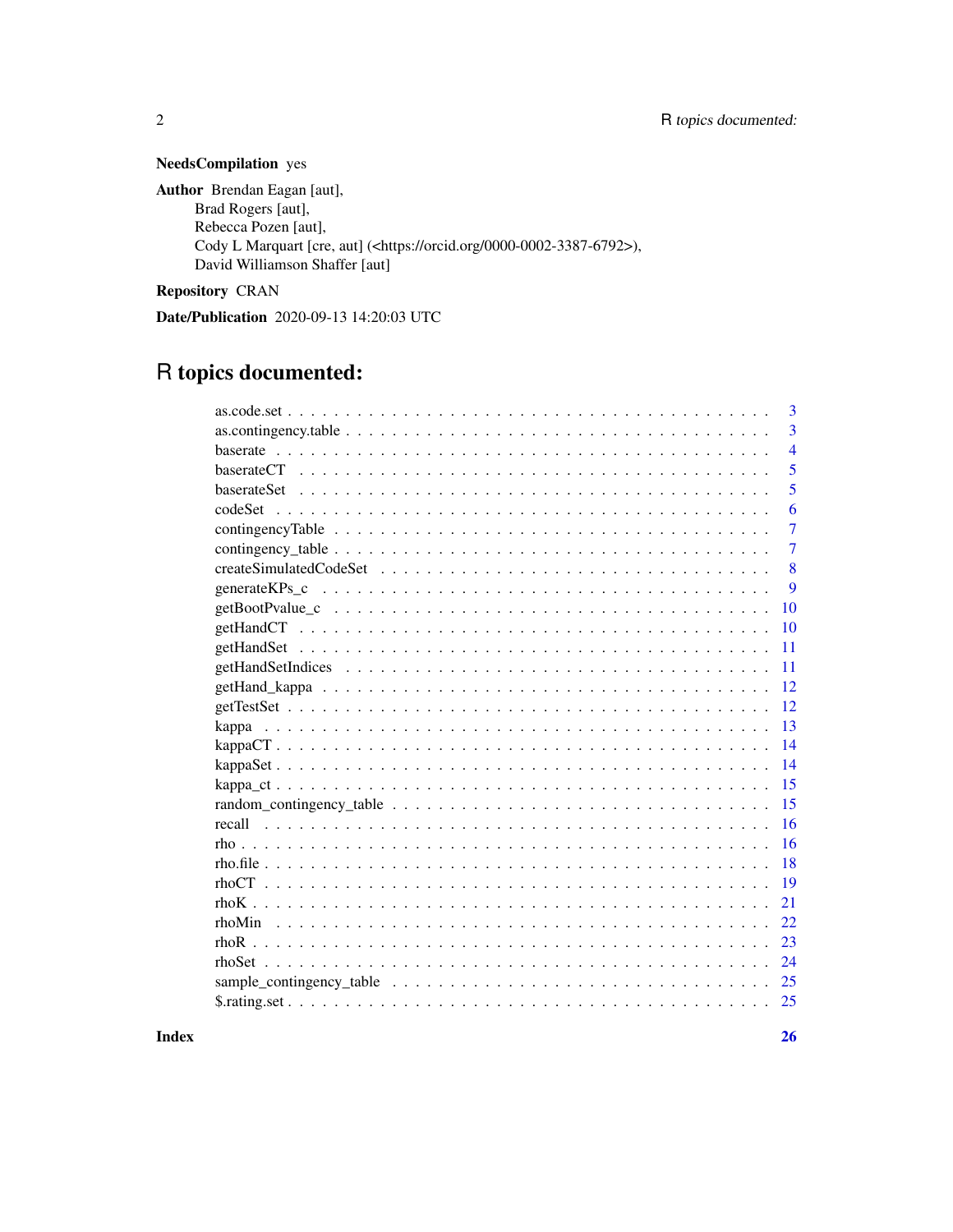**NeedsCompilation** yes

**Author** Brendan Eagan [aut],
Brad Rogers [aut],
Rebecca Pozen [aut],
Cody L Marquart [cre, aut] (<https://orcid.org/0000-0002-3387-6792>),
David Williamson Shaffer [aut]

**Repository** CRAN

**Date/Publication** 2020-09-13 14:20:03 UTC

# R topics documented:

| Topic | Page |
|---|---|
| as.code.set | 3 |
| as.contingency.table | 3 |
| baserate | 4 |
| baserateCT | 5 |
| baserateSet | 5 |
| codeSet | 6 |
| contingencyTable | 7 |
| contingency_table | 7 |
| createSimulatedCodeSet | 8 |
| generateKPs_c | 9 |
| getBootPvalue_c | 10 |
| getHandCT | 10 |
| getHandSet | 11 |
| getHandSetIndices | 11 |
| getHand_kappa | 12 |
| getTestSet | 12 |
| kappa | 13 |
| kappaCT | 14 |
| kappaSet | 14 |
| kappa_ct | 15 |
| random_contingency_table | 15 |
| recall | 16 |
| rho | 16 |
| rho.file | 18 |
| rhoCT | 19 |
| rhoK | 21 |
| rhoMin | 22 |
| rhoR | 23 |
| rhoSet | 24 |
| sample_contingency_table | 25 |
| $.rating.set | 25 |
| **Index** | **26** |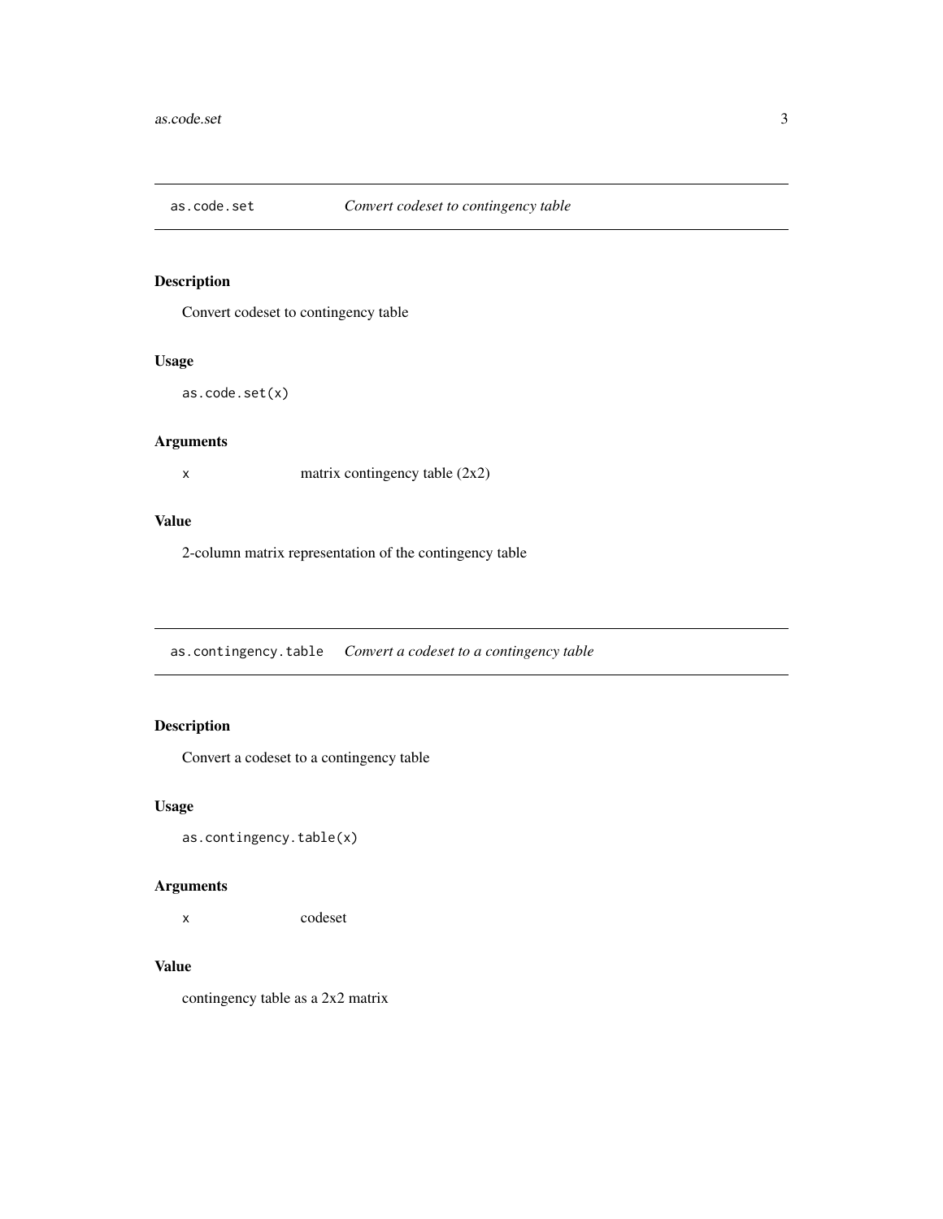## as.code.set — *Convert codeset to contingency table*

### Description

Convert codeset to contingency table

### Usage

```
as.code.set(x)
```

### Arguments

| | |
|---|---|
| `x` | matrix contingency table (2x2) |

### Value

2-column matrix representation of the contingency table

## as.contingency.table — *Convert a codeset to a contingency table*

### Description

Convert a codeset to a contingency table

### Usage

```
as.contingency.table(x)
```

### Arguments

| | |
|---|---|
| `x` | codeset |

### Value

contingency table as a 2x2 matrix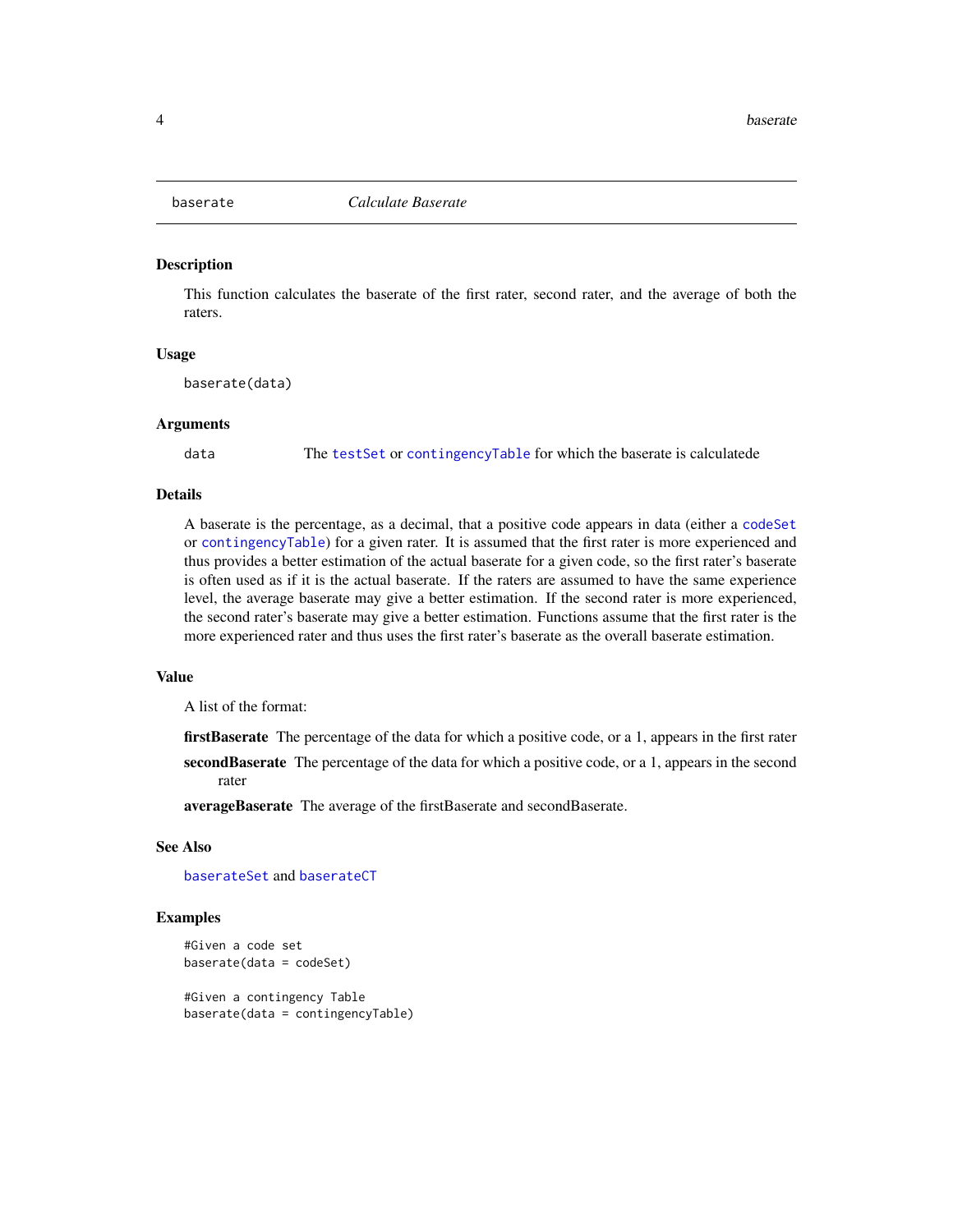## baserate — *Calculate Baserate*

### Description

This function calculates the baserate of the first rater, second rater, and the average of both the raters.

### Usage

```
baserate(data)
```

### Arguments

| | |
|---|---|
| data | The testSet or contingencyTable for which the baserate is calculatede |

### Details

A baserate is the percentage, as a decimal, that a positive code appears in data (either a codeSet or contingencyTable) for a given rater. It is assumed that the first rater is more experienced and thus provides a better estimation of the actual baserate for a given code, so the first rater's baserate is often used as if it is the actual baserate. If the raters are assumed to have the same experience level, the average baserate may give a better estimation. If the second rater is more experienced, the second rater's baserate may give a better estimation. Functions assume that the first rater is the more experienced rater and thus uses the first rater's baserate as the overall baserate estimation.

### Value

A list of the format:

**firstBaserate** The percentage of the data for which a positive code, or a 1, appears in the first rater

**secondBaserate** The percentage of the data for which a positive code, or a 1, appears in the second rater

**averageBaserate** The average of the firstBaserate and secondBaserate.

### See Also

baserateSet and baserateCT

### Examples

```
#Given a code set
baserate(data = codeSet)

#Given a contingency Table
baserate(data = contingencyTable)
```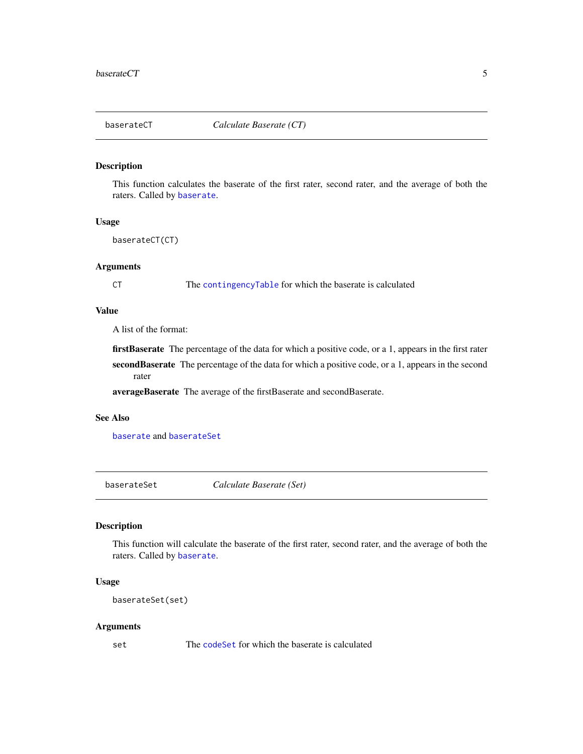## baserateCT    *Calculate Baserate (CT)*

### Description

This function calculates the baserate of the first rater, second rater, and the average of both the raters. Called by `baserate`.

### Usage

```
baserateCT(CT)
```

### Arguments

| | |
|---|---|
| `CT` | The `contingencyTable` for which the baserate is calculated |

### Value

A list of the format:

**firstBaserate** The percentage of the data for which a positive code, or a 1, appears in the first rater

**secondBaserate** The percentage of the data for which a positive code, or a 1, appears in the second rater

**averageBaserate** The average of the firstBaserate and secondBaserate.

### See Also

`baserate` and `baserateSet`

## baserateSet    *Calculate Baserate (Set)*

### Description

This function will calculate the baserate of the first rater, second rater, and the average of both the raters. Called by `baserate`.

### Usage

```
baserateSet(set)
```

### Arguments

| | |
|---|---|
| `set` | The `codeSet` for which the baserate is calculated |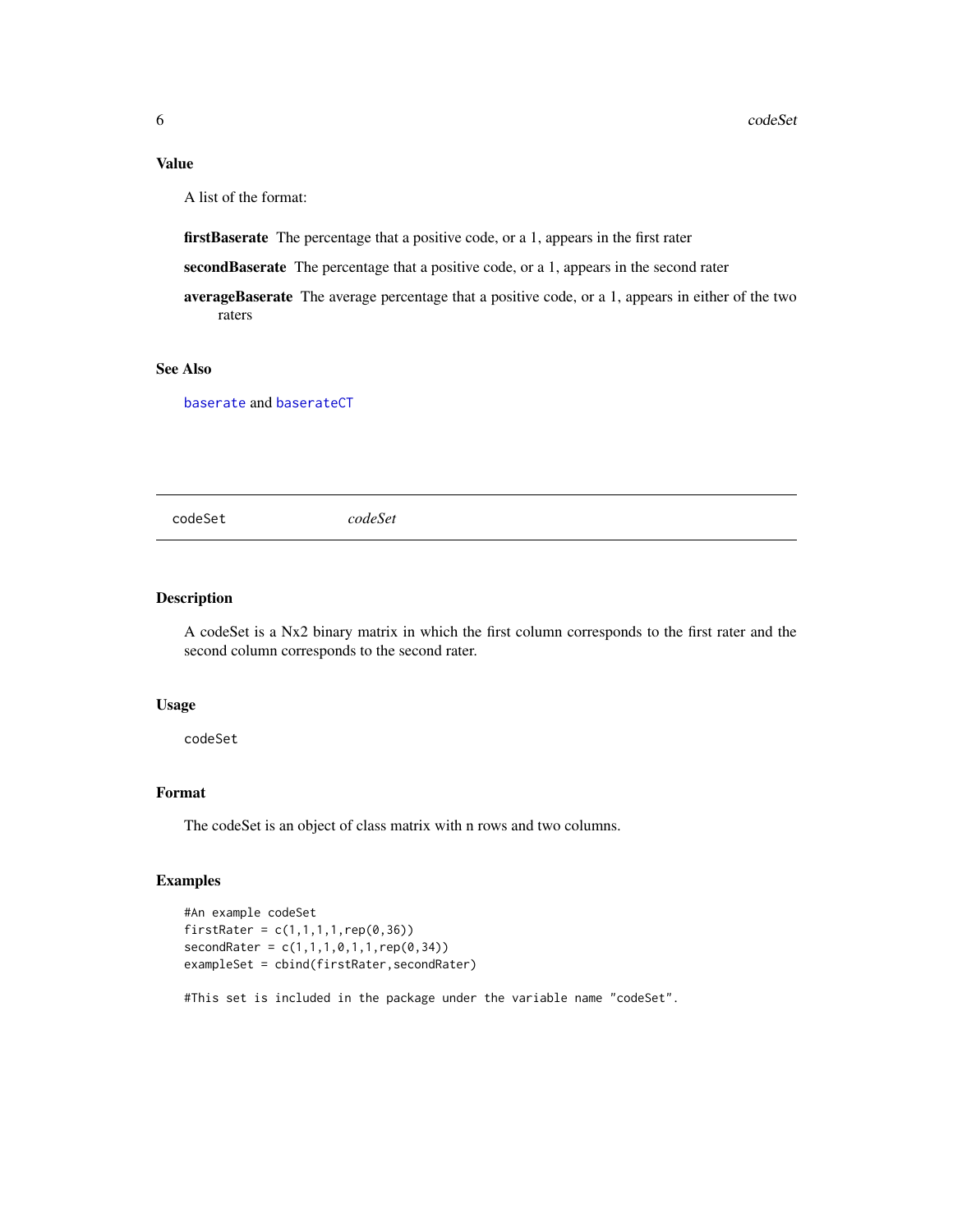### Value

A list of the format:

**firstBaserate** The percentage that a positive code, or a 1, appears in the first rater

**secondBaserate** The percentage that a positive code, or a 1, appears in the second rater

**averageBaserate** The average percentage that a positive code, or a 1, appears in either of the two raters

### See Also

baserate and baserateCT

---

## codeSet *codeSet*

---

### Description

A codeSet is a Nx2 binary matrix in which the first column corresponds to the first rater and the second column corresponds to the second rater.

### Usage

```
codeSet
```

### Format

The codeSet is an object of class matrix with n rows and two columns.

### Examples

```
#An example codeSet
firstRater = c(1,1,1,1,rep(0,36))
secondRater = c(1,1,1,0,1,1,rep(0,34))
exampleSet = cbind(firstRater,secondRater)

#This set is included in the package under the variable name "codeSet".
```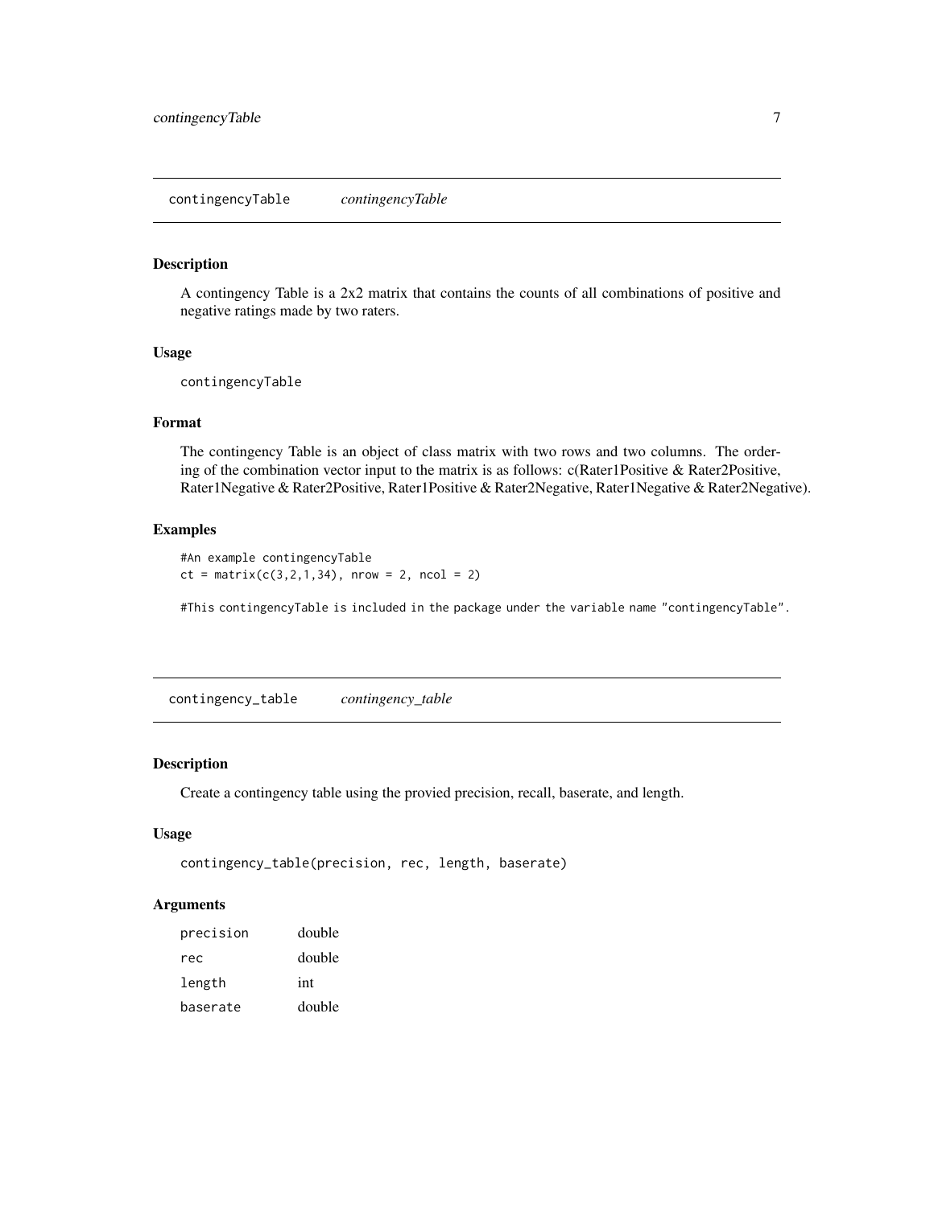## contingencyTable *contingencyTable*

### Description

A contingency Table is a 2x2 matrix that contains the counts of all combinations of positive and negative ratings made by two raters.

### Usage

```
contingencyTable
```

### Format

The contingency Table is an object of class matrix with two rows and two columns. The ordering of the combination vector input to the matrix is as follows: c(Rater1Positive & Rater2Positive, Rater1Negative & Rater2Positive, Rater1Positive & Rater2Negative, Rater1Negative & Rater2Negative).

### Examples

```
#An example contingencyTable
ct = matrix(c(3,2,1,34), nrow = 2, ncol = 2)

#This contingencyTable is included in the package under the variable name "contingencyTable".
```

## contingency_table *contingency_table*

### Description

Create a contingency table using the provied precision, recall, baserate, and length.

### Usage

```
contingency_table(precision, rec, length, baserate)
```

### Arguments

| | |
|---|---|
| precision | double |
| rec | double |
| length | int |
| baserate | double |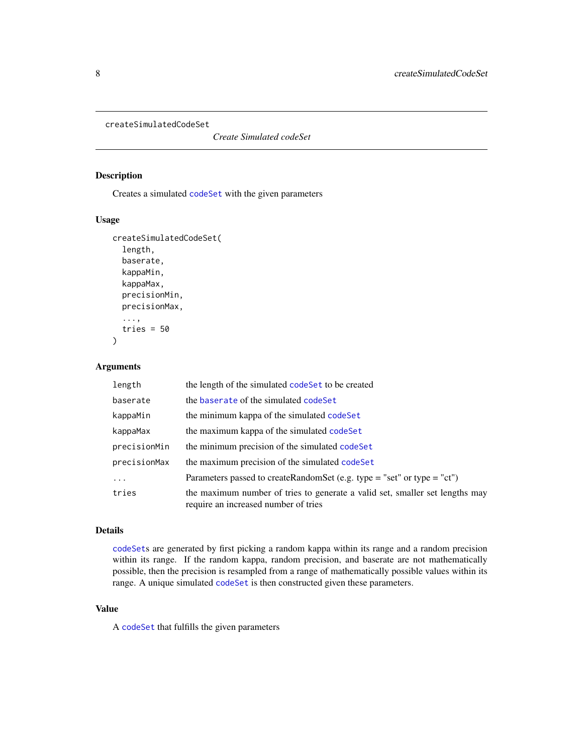# createSimulatedCodeSet

*Create Simulated codeSet*

## Description

Creates a simulated codeSet with the given parameters

## Usage

```
createSimulatedCodeSet(
  length,
  baserate,
  kappaMin,
  kappaMax,
  precisionMin,
  precisionMax,
  ...,
  tries = 50
)
```

## Arguments

| | |
|---|---|
| length | the length of the simulated codeSet to be created |
| baserate | the baserate of the simulated codeSet |
| kappaMin | the minimum kappa of the simulated codeSet |
| kappaMax | the maximum kappa of the simulated codeSet |
| precisionMin | the minimum precision of the simulated codeSet |
| precisionMax | the maximum precision of the simulated codeSet |
| ... | Parameters passed to createRandomSet (e.g. type = "set" or type = "ct") |
| tries | the maximum number of tries to generate a valid set, smaller set lengths may require an increased number of tries |

## Details

codeSets are generated by first picking a random kappa within its range and a random precision within its range. If the random kappa, random precision, and baserate are not mathematically possible, then the precision is resampled from a range of mathematically possible values within its range. A unique simulated codeSet is then constructed given these parameters.

## Value

A codeSet that fulfills the given parameters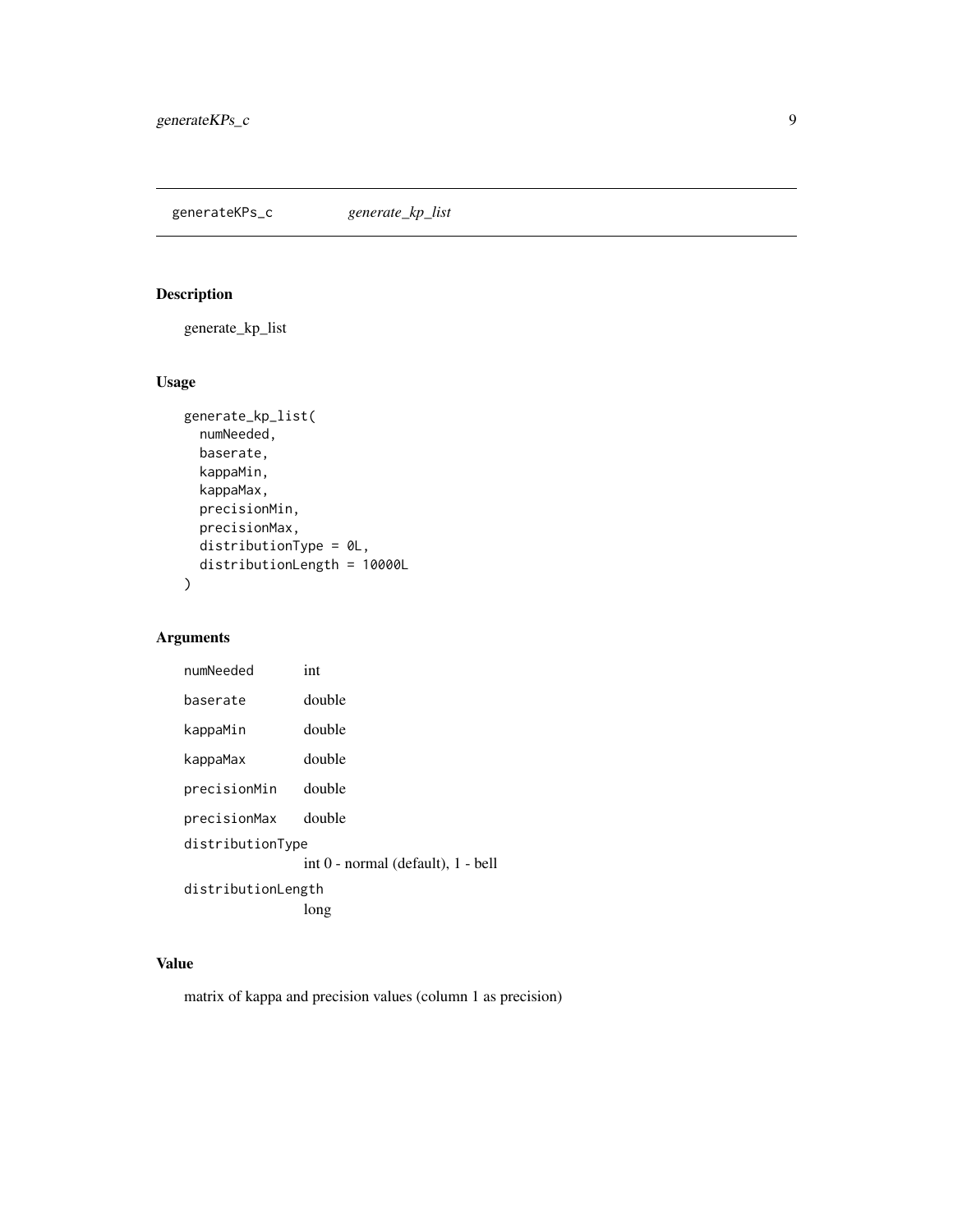## generateKPs_c    *generate_kp_list*

### Description

generate_kp_list

### Usage

```
generate_kp_list(
  numNeeded,
  baserate,
  kappaMin,
  kappaMax,
  precisionMin,
  precisionMax,
  distributionType = 0L,
  distributionLength = 10000L
)
```

### Arguments

| | |
|---|---|
| `numNeeded` | int |
| `baserate` | double |
| `kappaMin` | double |
| `kappaMax` | double |
| `precisionMin` | double |
| `precisionMax` | double |
| `distributionType` | int 0 - normal (default), 1 - bell |
| `distributionLength` | long |

### Value

matrix of kappa and precision values (column 1 as precision)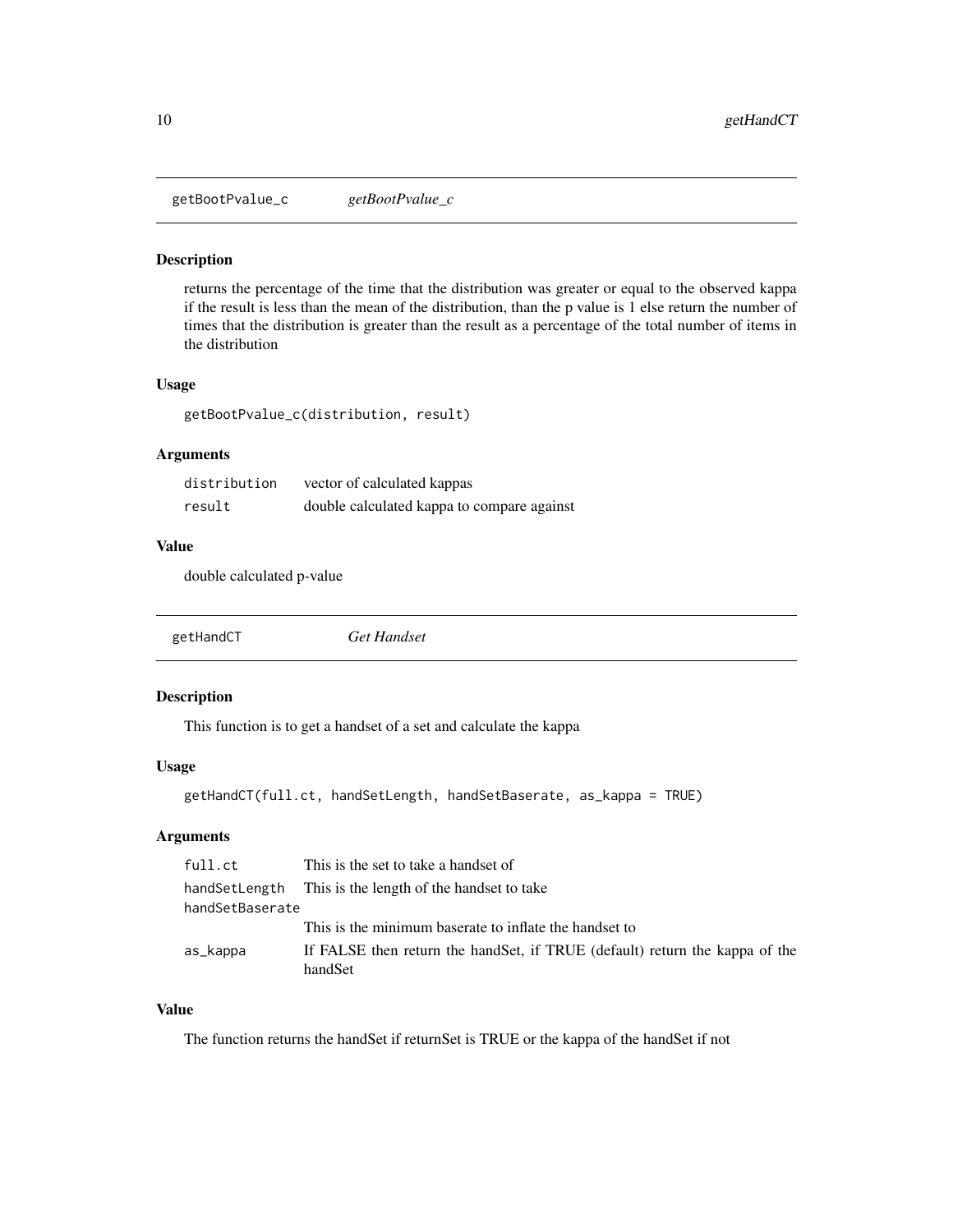## getBootPvalue_c *getBootPvalue_c*

### Description

returns the percentage of the time that the distribution was greater or equal to the observed kappa if the result is less than the mean of the distribution, than the p value is 1 else return the number of times that the distribution is greater than the result as a percentage of the total number of items in the distribution

### Usage

```
getBootPvalue_c(distribution, result)
```

### Arguments

| | |
|---|---|
| distribution | vector of calculated kappas |
| result | double calculated kappa to compare against |

### Value

double calculated p-value

## getHandCT *Get Handset*

### Description

This function is to get a handset of a set and calculate the kappa

### Usage

```
getHandCT(full.ct, handSetLength, handSetBaserate, as_kappa = TRUE)
```

### Arguments

| | |
|---|---|
| full.ct | This is the set to take a handset of |
| handSetLength | This is the length of the handset to take |
| handSetBaserate | This is the minimum baserate to inflate the handset to |
| as_kappa | If FALSE then return the handSet, if TRUE (default) return the kappa of the handSet |

### Value

The function returns the handSet if returnSet is TRUE or the kappa of the handSet if not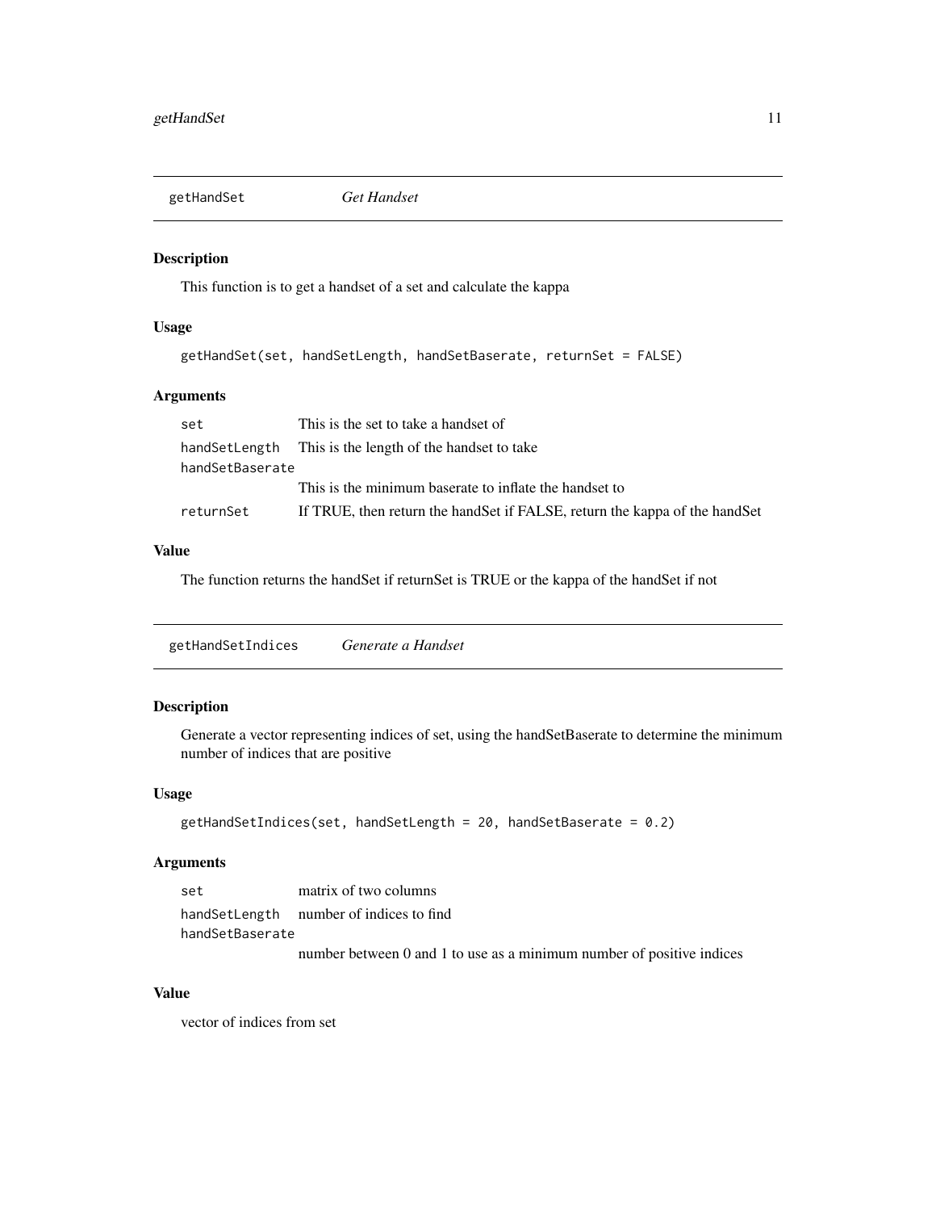## getHandSet — *Get Handset*

### Description

This function is to get a handset of a set and calculate the kappa

### Usage

```
getHandSet(set, handSetLength, handSetBaserate, returnSet = FALSE)
```

### Arguments

| Argument | Description |
|---|---|
| `set` | This is the set to take a handset of |
| `handSetLength` | This is the length of the handset to take |
| `handSetBaserate` | This is the minimum baserate to inflate the handset to |
| `returnSet` | If TRUE, then return the handSet if FALSE, return the kappa of the handSet |

### Value

The function returns the handSet if returnSet is TRUE or the kappa of the handSet if not

## getHandSetIndices — *Generate a Handset*

### Description

Generate a vector representing indices of set, using the handSetBaserate to determine the minimum number of indices that are positive

### Usage

```
getHandSetIndices(set, handSetLength = 20, handSetBaserate = 0.2)
```

### Arguments

| Argument | Description |
|---|---|
| `set` | matrix of two columns |
| `handSetLength` | number of indices to find |
| `handSetBaserate` | number between 0 and 1 to use as a minimum number of positive indices |

### Value

vector of indices from set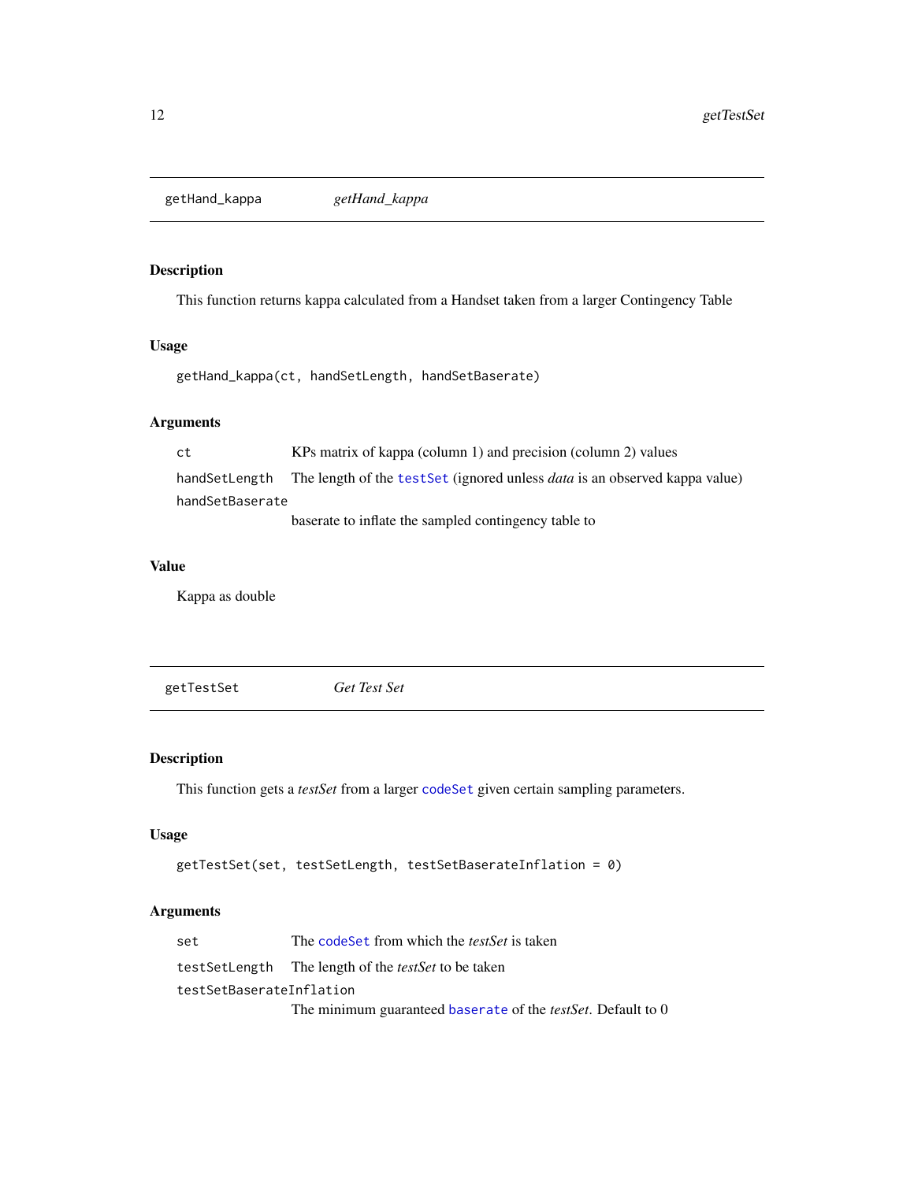## getHand_kappa *getHand_kappa*

### Description

This function returns kappa calculated from a Handset taken from a larger Contingency Table

### Usage

```
getHand_kappa(ct, handSetLength, handSetBaserate)
```

### Arguments

| | |
|---|---|
| `ct` | KPs matrix of kappa (column 1) and precision (column 2) values |
| `handSetLength` | The length of the `testSet` (ignored unless *data* is an observed kappa value) |
| `handSetBaserate` | baserate to inflate the sampled contingency table to |

### Value

Kappa as double

## getTestSet *Get Test Set*

### Description

This function gets a *testSet* from a larger `codeSet` given certain sampling parameters.

### Usage

```
getTestSet(set, testSetLength, testSetBaserateInflation = 0)
```

### Arguments

| | |
|---|---|
| `set` | The `codeSet` from which the *testSet* is taken |
| `testSetLength` | The length of the *testSet* to be taken |
| `testSetBaserateInflation` | The minimum guaranteed `baserate` of the *testSet*. Default to 0 |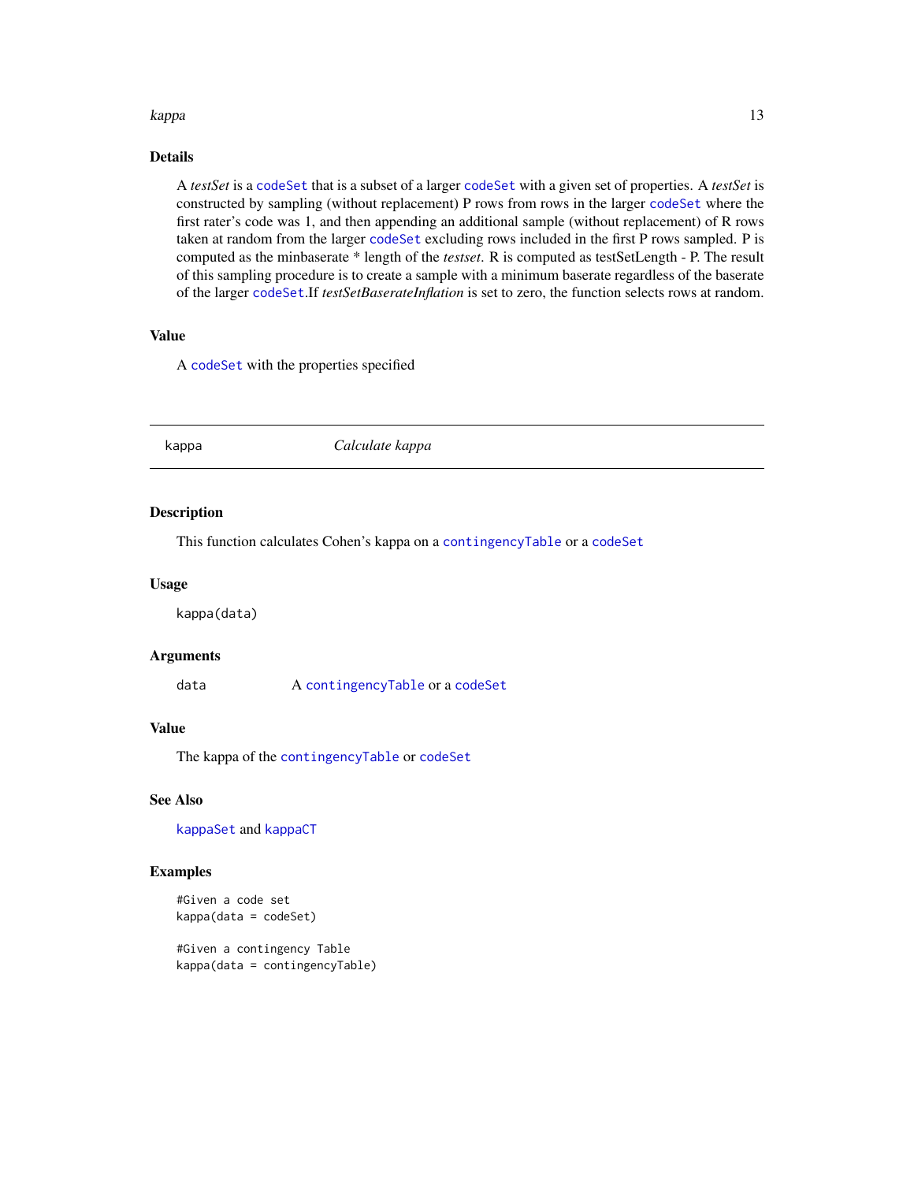### Details

A *testSet* is a `codeSet` that is a subset of a larger `codeSet` with a given set of properties. A *testSet* is constructed by sampling (without replacement) P rows from rows in the larger `codeSet` where the first rater's code was 1, and then appending an additional sample (without replacement) of R rows taken at random from the larger `codeSet` excluding rows included in the first P rows sampled. P is computed as the minbaserate * length of the *testset*. R is computed as testSetLength - P. The result of this sampling procedure is to create a sample with a minimum baserate regardless of the baserate of the larger `codeSet`.If *testSetBaserateInflation* is set to zero, the function selects rows at random.

### Value

A `codeSet` with the properties specified

---

## kappa — *Calculate kappa*

---

### Description

This function calculates Cohen's kappa on a `contingencyTable` or a `codeSet`

### Usage

```
kappa(data)
```

### Arguments

| | |
|---|---|
| data | A `contingencyTable` or a `codeSet` |

### Value

The kappa of the `contingencyTable` or `codeSet`

### See Also

`kappaSet` and `kappaCT`

### Examples

```
#Given a code set
kappa(data = codeSet)

#Given a contingency Table
kappa(data = contingencyTable)
```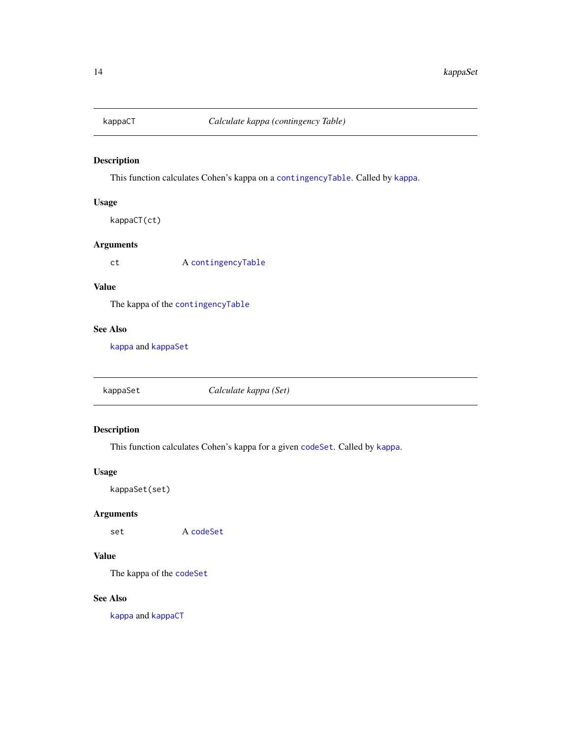## kappaCT — *Calculate kappa (contingency Table)*

### Description

This function calculates Cohen's kappa on a `contingencyTable`. Called by `kappa`.

### Usage

```
kappaCT(ct)
```

### Arguments

| | |
|---|---|
| `ct` | A `contingencyTable` |

### Value

The kappa of the `contingencyTable`

### See Also

`kappa` and `kappaSet`

## kappaSet — *Calculate kappa (Set)*

### Description

This function calculates Cohen's kappa for a given `codeSet`. Called by `kappa`.

### Usage

```
kappaSet(set)
```

### Arguments

| | |
|---|---|
| `set` | A `codeSet` |

### Value

The kappa of the `codeSet`

### See Also

`kappa` and `kappaCT`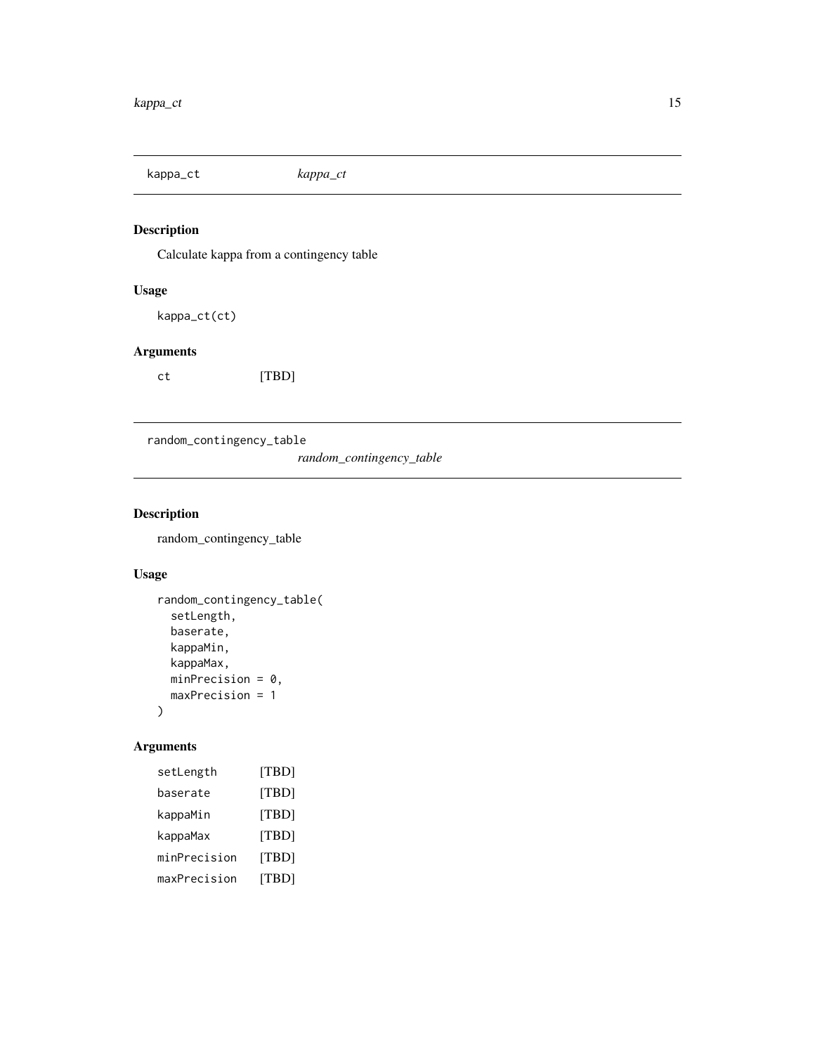## kappa_ct *kappa_ct*

### Description

Calculate kappa from a contingency table

### Usage

```
kappa_ct(ct)
```

### Arguments

| | |
|---|---|
| ct | [TBD] |

## random_contingency_table *random_contingency_table*

### Description

random_contingency_table

### Usage

```
random_contingency_table(
  setLength,
  baserate,
  kappaMin,
  kappaMax,
  minPrecision = 0,
  maxPrecision = 1
)
```

### Arguments

| | |
|---|---|
| setLength | [TBD] |
| baserate | [TBD] |
| kappaMin | [TBD] |
| kappaMax | [TBD] |
| minPrecision | [TBD] |
| maxPrecision | [TBD] |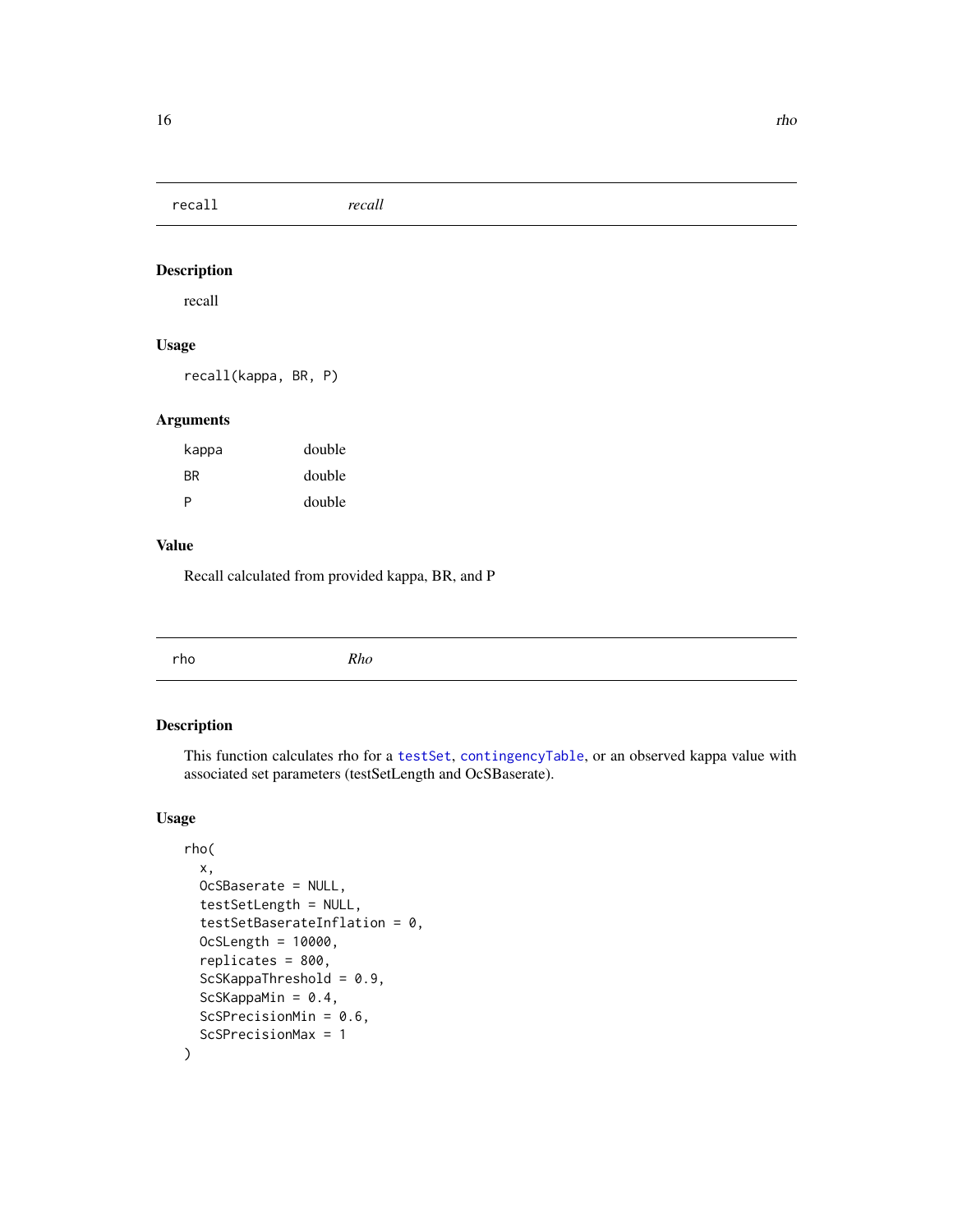## recall — *recall*

### Description

recall

### Usage

```
recall(kappa, BR, P)
```

### Arguments

| | |
|---|---|
| kappa | double |
| BR | double |
| P | double |

### Value

Recall calculated from provided kappa, BR, and P

## rho — *Rho*

### Description

This function calculates rho for a testSet, contingencyTable, or an observed kappa value with associated set parameters (testSetLength and OcSBaserate).

### Usage

```
rho(
  x,
  OcSBaserate = NULL,
  testSetLength = NULL,
  testSetBaserateInflation = 0,
  OcSLength = 10000,
  replicates = 800,
  ScSKappaThreshold = 0.9,
  ScSKappaMin = 0.4,
  ScSPrecisionMin = 0.6,
  ScSPrecisionMax = 1
)
```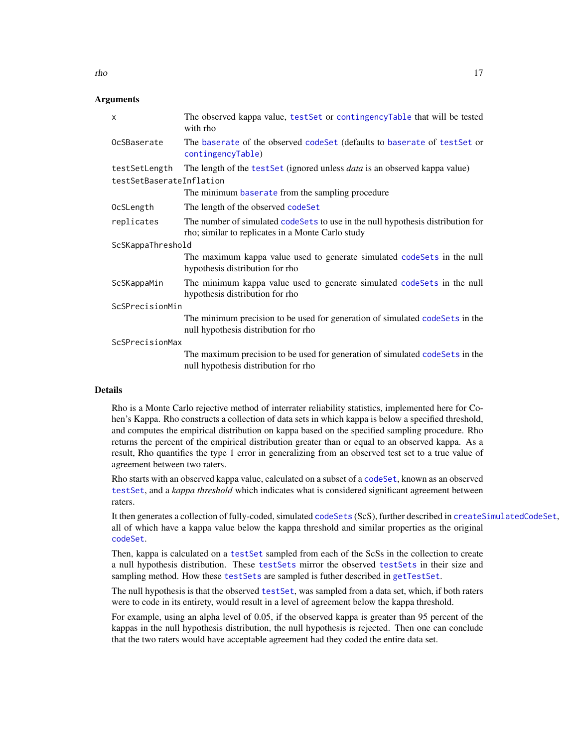### Arguments

| | |
|---|---|
| x | The observed kappa value, testSet or contingencyTable that will be tested with rho |
| OcSBaserate | The baserate of the observed codeSet (defaults to baserate of testSet or contingencyTable) |
| testSetLength | The length of the testSet (ignored unless *data* is an observed kappa value) |
| testSetBaserateInflation | The minimum baserate from the sampling procedure |
| OcSLength | The length of the observed codeSet |
| replicates | The number of simulated codeSets to use in the null hypothesis distribution for rho; similar to replicates in a Monte Carlo study |
| ScSKappaThreshold | The maximum kappa value used to generate simulated codeSets in the null hypothesis distribution for rho |
| ScSKappaMin | The minimum kappa value used to generate simulated codeSets in the null hypothesis distribution for rho |
| ScSPrecisionMin | The minimum precision to be used for generation of simulated codeSets in the null hypothesis distribution for rho |
| ScSPrecisionMax | The maximum precision to be used for generation of simulated codeSets in the null hypothesis distribution for rho |

### Details

Rho is a Monte Carlo rejective method of interrater reliability statistics, implemented here for Cohen's Kappa. Rho constructs a collection of data sets in which kappa is below a specified threshold, and computes the empirical distribution on kappa based on the specified sampling procedure. Rho returns the percent of the empirical distribution greater than or equal to an observed kappa. As a result, Rho quantifies the type 1 error in generalizing from an observed test set to a true value of agreement between two raters.

Rho starts with an observed kappa value, calculated on a subset of a codeSet, known as an observed testSet, and a *kappa threshold* which indicates what is considered significant agreement between raters.

It then generates a collection of fully-coded, simulated codeSets (ScS), further described in createSimulatedCodeSet, all of which have a kappa value below the kappa threshold and similar properties as the original codeSet.

Then, kappa is calculated on a testSet sampled from each of the ScSs in the collection to create a null hypothesis distribution. These testSets mirror the observed testSets in their size and sampling method. How these testSets are sampled is futher described in getTestSet.

The null hypothesis is that the observed testSet, was sampled from a data set, which, if both raters were to code in its entirety, would result in a level of agreement below the kappa threshold.

For example, using an alpha level of 0.05, if the observed kappa is greater than 95 percent of the kappas in the null hypothesis distribution, the null hypothesis is rejected. Then one can conclude that the two raters would have acceptable agreement had they coded the entire data set.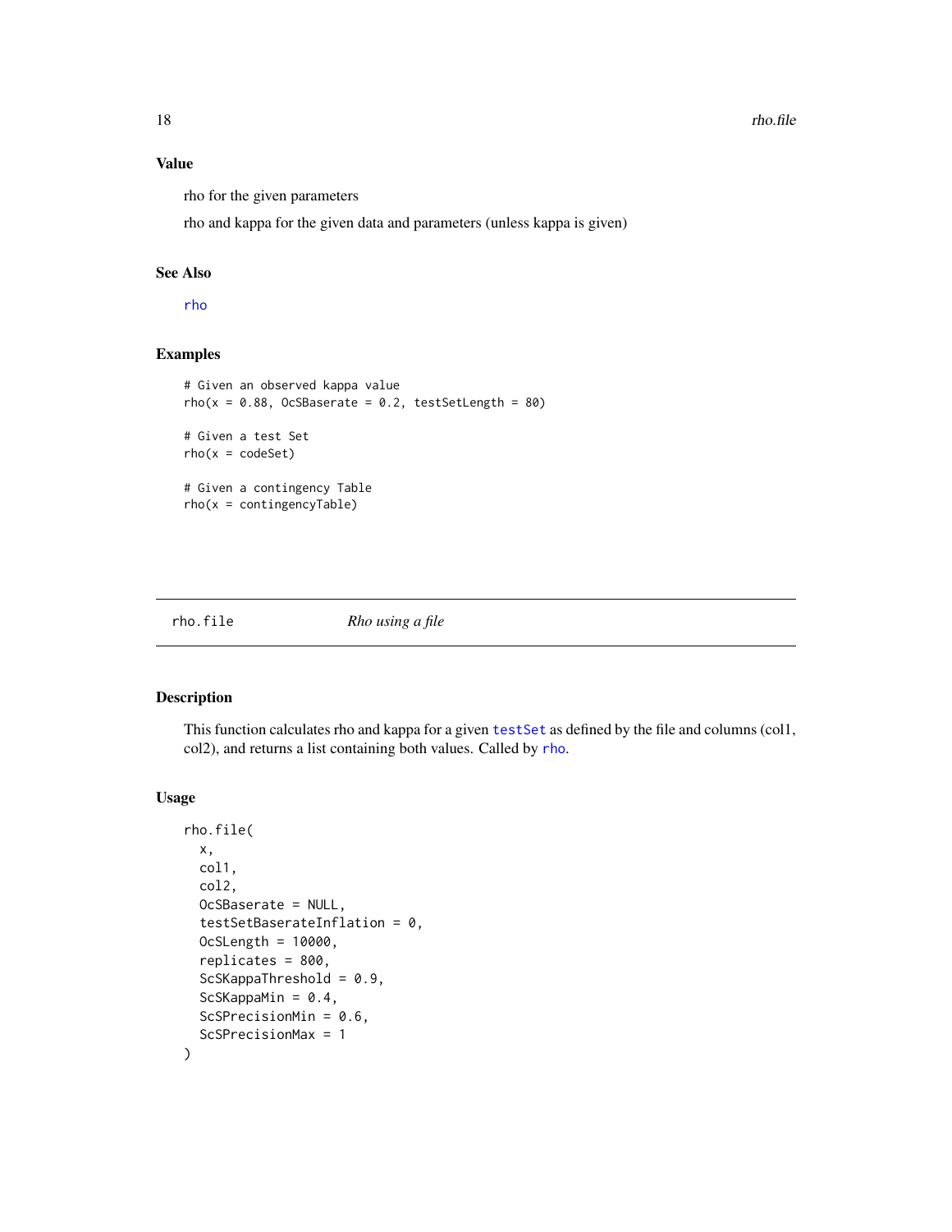## Value

rho for the given parameters

rho and kappa for the given data and parameters (unless kappa is given)

## See Also

rho

## Examples

```
# Given an observed kappa value
rho(x = 0.88, OcSBaserate = 0.2, testSetLength = 80)

# Given a test Set
rho(x = codeSet)

# Given a contingency Table
rho(x = contingencyTable)
```

---

# rho.file — *Rho using a file*

## Description

This function calculates rho and kappa for a given testSet as defined by the file and columns (col1, col2), and returns a list containing both values. Called by rho.

## Usage

```
rho.file(
  x,
  col1,
  col2,
  OcSBaserate = NULL,
  testSetBaserateInflation = 0,
  OcSLength = 10000,
  replicates = 800,
  ScSKappaThreshold = 0.9,
  ScSKappaMin = 0.4,
  ScSPrecisionMin = 0.6,
  ScSPrecisionMax = 1
)
```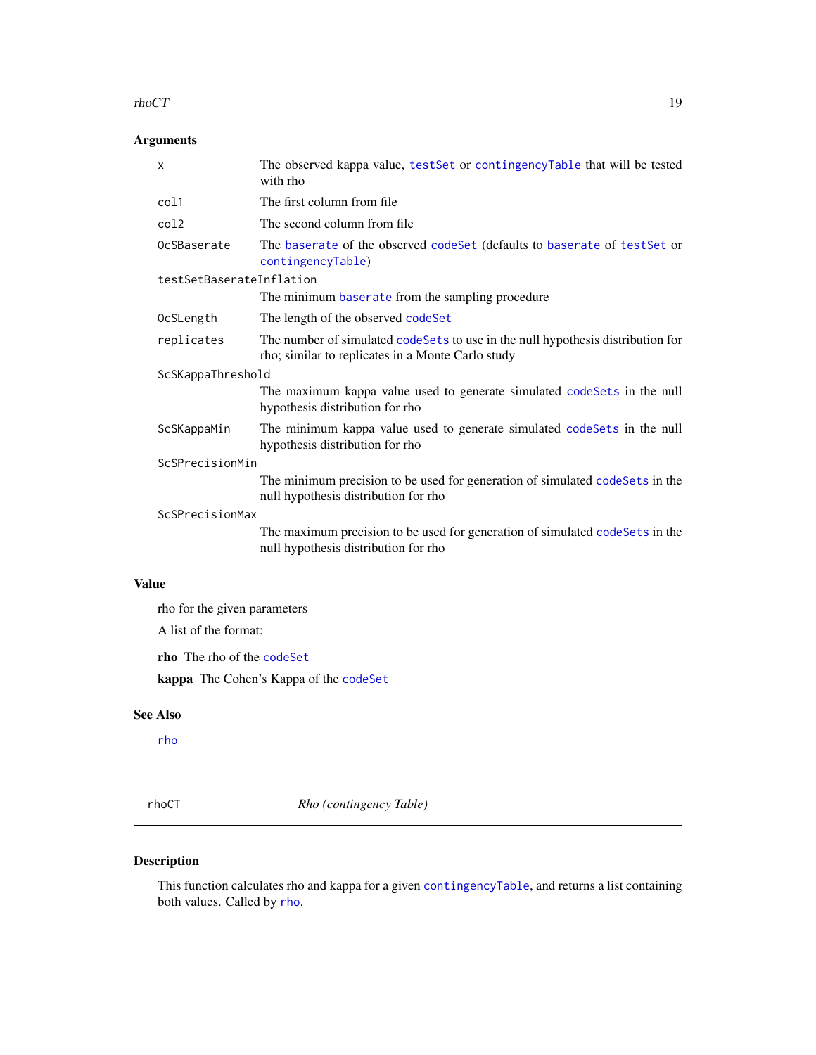### Arguments

| | |
|---|---|
| `x` | The observed kappa value, `testSet` or `contingencyTable` that will be tested with rho |
| `col1` | The first column from file |
| `col2` | The second column from file |
| `OcSBaserate` | The `baserate` of the observed `codeSet` (defaults to `baserate` of `testSet` or `contingencyTable`) |
| `testSetBaserateInflation` | The minimum `baserate` from the sampling procedure |
| `OcSLength` | The length of the observed `codeSet` |
| `replicates` | The number of simulated `codeSets` to use in the null hypothesis distribution for rho; similar to replicates in a Monte Carlo study |
| `ScSKappaThreshold` | The maximum kappa value used to generate simulated `codeSets` in the null hypothesis distribution for rho |
| `ScSKappaMin` | The minimum kappa value used to generate simulated `codeSets` in the null hypothesis distribution for rho |
| `ScSPrecisionMin` | The minimum precision to be used for generation of simulated `codeSets` in the null hypothesis distribution for rho |
| `ScSPrecisionMax` | The maximum precision to be used for generation of simulated `codeSets` in the null hypothesis distribution for rho |

### Value

rho for the given parameters

A list of the format:

**rho** The rho of the `codeSet`

**kappa** The Cohen's Kappa of the `codeSet`

### See Also

`rho`

---

## rhoCT *Rho (contingency Table)*

---

### Description

This function calculates rho and kappa for a given `contingencyTable`, and returns a list containing both values. Called by `rho`.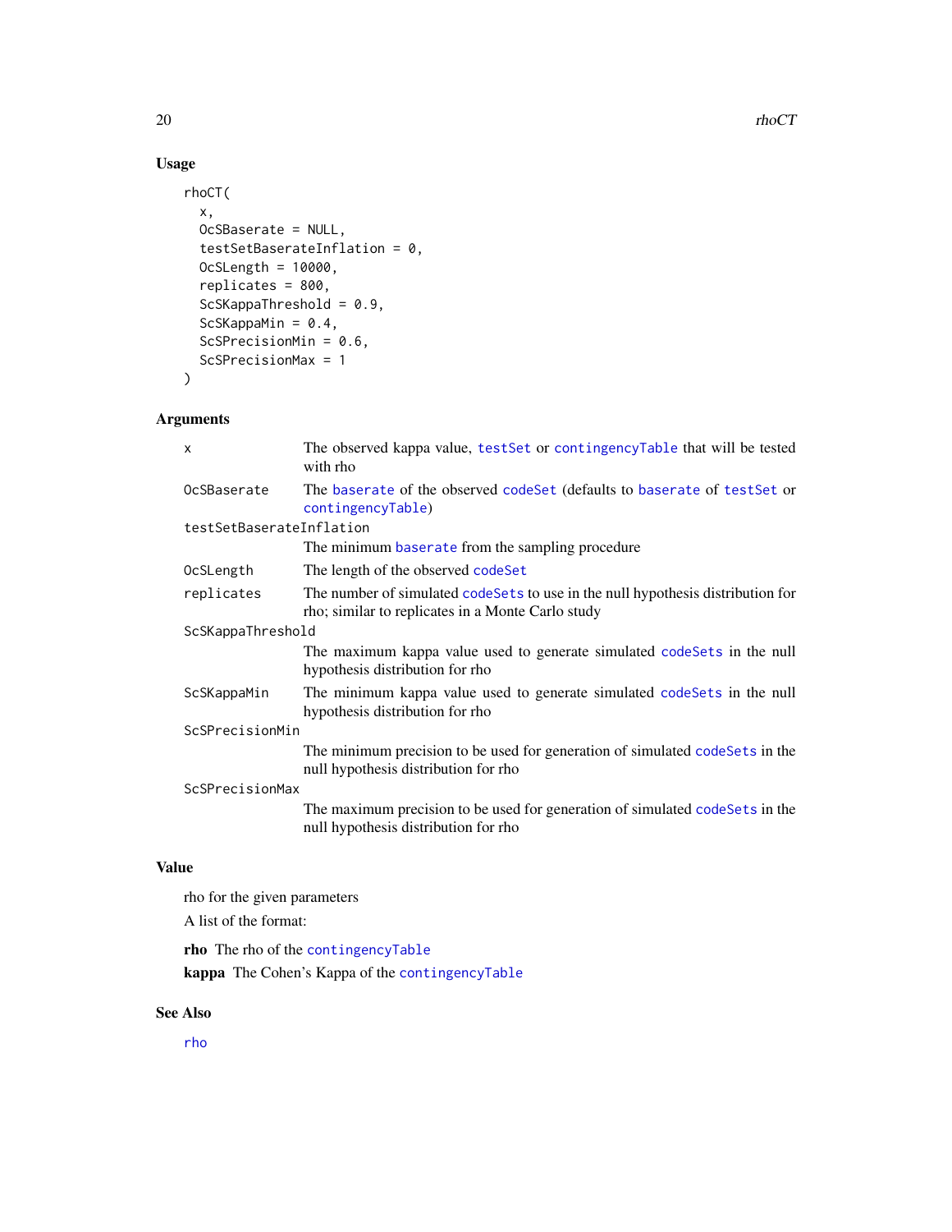## Usage

```
rhoCT(
  x,
  OcSBaserate = NULL,
  testSetBaserateInflation = 0,
  OcSLength = 10000,
  replicates = 800,
  ScSKappaThreshold = 0.9,
  ScSKappaMin = 0.4,
  ScSPrecisionMin = 0.6,
  ScSPrecisionMax = 1
)
```

## Arguments

| | |
|---|---|
| `x` | The observed kappa value, `testSet` or `contingencyTable` that will be tested with rho |
| `OcSBaserate` | The `baserate` of the observed `codeSet` (defaults to `baserate` of `testSet` or `contingencyTable`) |
| `testSetBaserateInflation` | The minimum `baserate` from the sampling procedure |
| `OcSLength` | The length of the observed `codeSet` |
| `replicates` | The number of simulated `codeSets` to use in the null hypothesis distribution for rho; similar to replicates in a Monte Carlo study |
| `ScSKappaThreshold` | The maximum kappa value used to generate simulated `codeSets` in the null hypothesis distribution for rho |
| `ScSKappaMin` | The minimum kappa value used to generate simulated `codeSets` in the null hypothesis distribution for rho |
| `ScSPrecisionMin` | The minimum precision to be used for generation of simulated `codeSets` in the null hypothesis distribution for rho |
| `ScSPrecisionMax` | The maximum precision to be used for generation of simulated `codeSets` in the null hypothesis distribution for rho |

## Value

rho for the given parameters

A list of the format:

**rho** The rho of the `contingencyTable`

**kappa** The Cohen's Kappa of the `contingencyTable`

## See Also

`rho`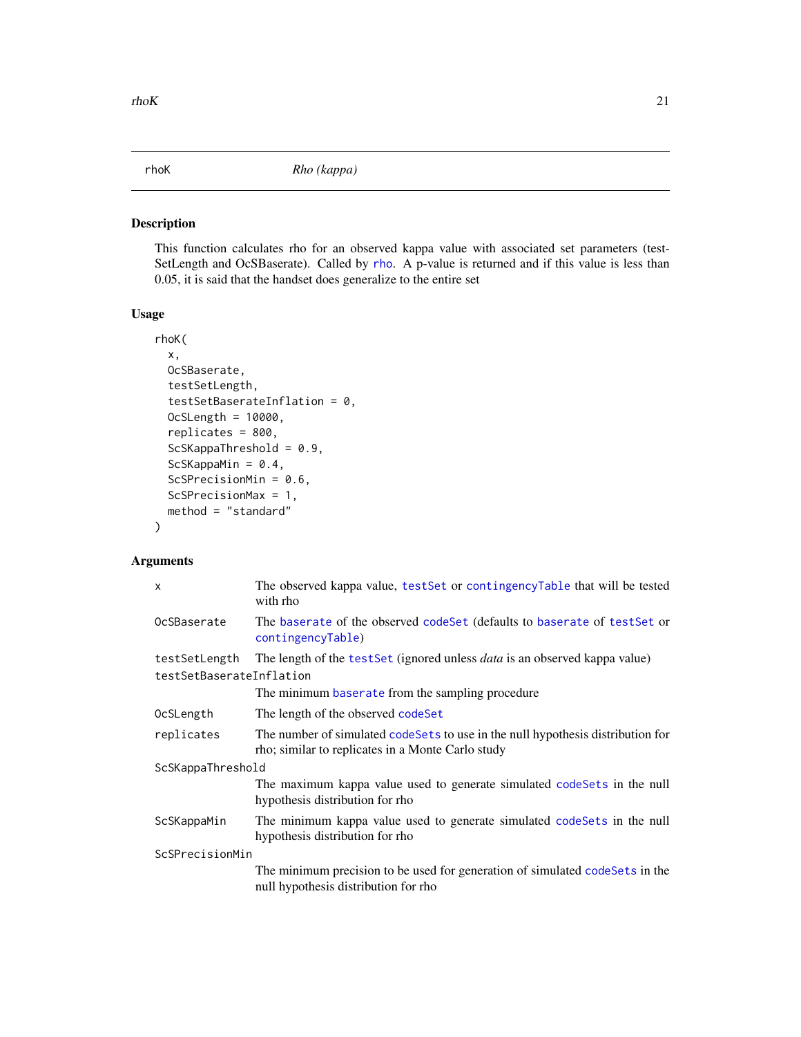rhoK *Rho (kappa)*

## Description

This function calculates rho for an observed kappa value with associated set parameters (testSetLength and OcSBaserate). Called by rho. A p-value is returned and if this value is less than 0.05, it is said that the handset does generalize to the entire set

## Usage

```
rhoK(
  x,
  OcSBaserate,
  testSetLength,
  testSetBaserateInflation = 0,
  OcSLength = 10000,
  replicates = 800,
  ScSKappaThreshold = 0.9,
  ScSKappaMin = 0.4,
  ScSPrecisionMin = 0.6,
  ScSPrecisionMax = 1,
  method = "standard"
)
```

## Arguments

| | |
|---|---|
| `x` | The observed kappa value, testSet or contingencyTable that will be tested with rho |
| `OcSBaserate` | The baserate of the observed codeSet (defaults to baserate of testSet or contingencyTable) |
| `testSetLength` | The length of the testSet (ignored unless *data* is an observed kappa value) |
| `testSetBaserateInflation` | The minimum baserate from the sampling procedure |
| `OcSLength` | The length of the observed codeSet |
| `replicates` | The number of simulated codeSets to use in the null hypothesis distribution for rho; similar to replicates in a Monte Carlo study |
| `ScSKappaThreshold` | The maximum kappa value used to generate simulated codeSets in the null hypothesis distribution for rho |
| `ScSKappaMin` | The minimum kappa value used to generate simulated codeSets in the null hypothesis distribution for rho |
| `ScSPrecisionMin` | The minimum precision to be used for generation of simulated codeSets in the null hypothesis distribution for rho |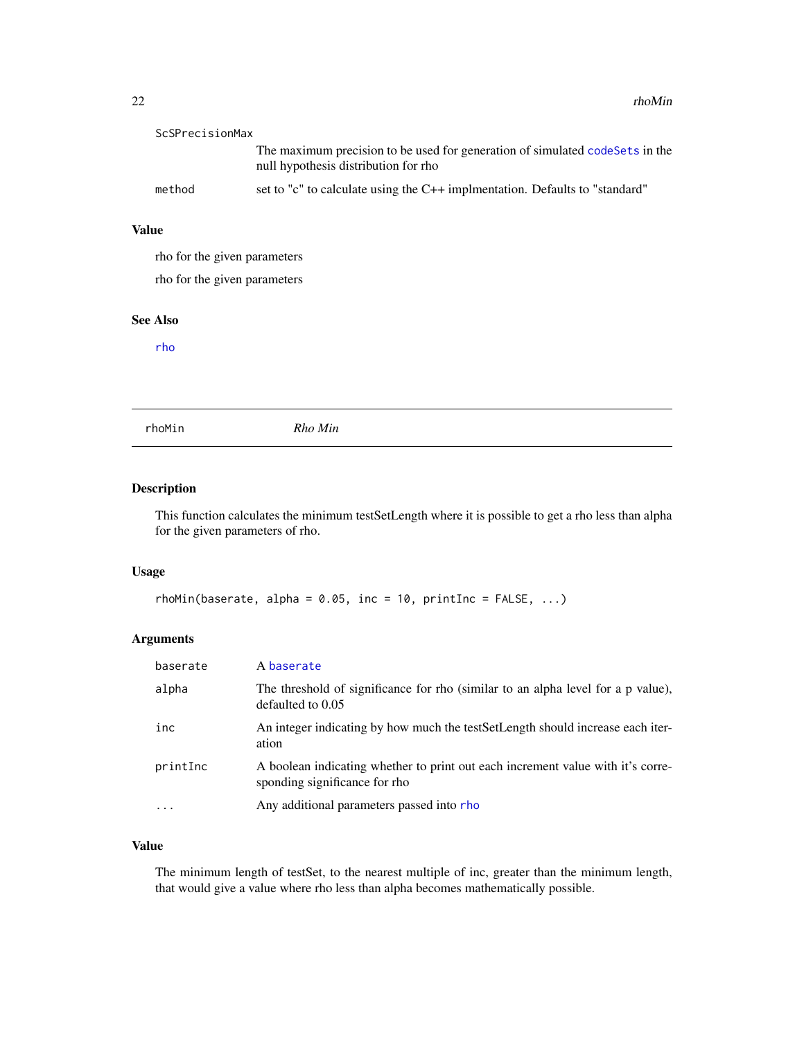| | |
|---|---|
| ScSPrecisionMax | The maximum precision to be used for generation of simulated codeSets in the null hypothesis distribution for rho |
| method | set to "c" to calculate using the C++ implmentation. Defaults to "standard" |

### Value

rho for the given parameters

rho for the given parameters

### See Also

rho

---

## rhoMin *Rho Min*

### Description

This function calculates the minimum testSetLength where it is possible to get a rho less than alpha for the given parameters of rho.

### Usage

```
rhoMin(baserate, alpha = 0.05, inc = 10, printInc = FALSE, ...)
```

### Arguments

| | |
|---|---|
| baserate | A baserate |
| alpha | The threshold of significance for rho (similar to an alpha level for a p value), defaulted to 0.05 |
| inc | An integer indicating by how much the testSetLength should increase each iteration |
| printInc | A boolean indicating whether to print out each increment value with it's corresponding significance for rho |
| ... | Any additional parameters passed into rho |

### Value

The minimum length of testSet, to the nearest multiple of inc, greater than the minimum length, that would give a value where rho less than alpha becomes mathematically possible.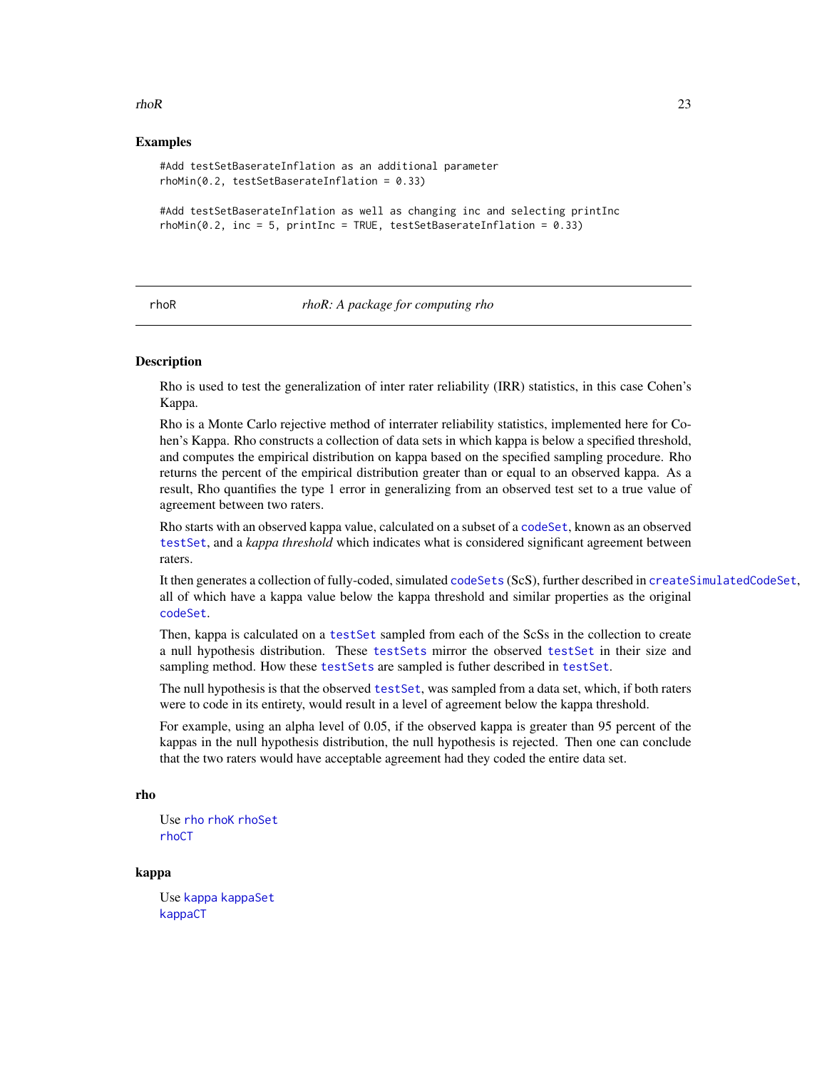### Examples

```
#Add testSetBaserateInflation as an additional parameter
rhoMin(0.2, testSetBaserateInflation = 0.33)

#Add testSetBaserateInflation as well as changing inc and selecting printInc
rhoMin(0.2, inc = 5, printInc = TRUE, testSetBaserateInflation = 0.33)
```

---

## rhoR — *rhoR: A package for computing rho*

### Description

Rho is used to test the generalization of inter rater reliability (IRR) statistics, in this case Cohen's Kappa.

Rho is a Monte Carlo rejective method of interrater reliability statistics, implemented here for Cohen's Kappa. Rho constructs a collection of data sets in which kappa is below a specified threshold, and computes the empirical distribution on kappa based on the specified sampling procedure. Rho returns the percent of the empirical distribution greater than or equal to an observed kappa. As a result, Rho quantifies the type 1 error in generalizing from an observed test set to a true value of agreement between two raters.

Rho starts with an observed kappa value, calculated on a subset of a `codeSet`, known as an observed `testSet`, and a *kappa threshold* which indicates what is considered significant agreement between raters.

It then generates a collection of fully-coded, simulated `codeSets` (ScS), further described in `createSimulatedCodeSet`, all of which have a kappa value below the kappa threshold and similar properties as the original `codeSet`.

Then, kappa is calculated on a `testSet` sampled from each of the ScSs in the collection to create a null hypothesis distribution. These `testSets` mirror the observed `testSet` in their size and sampling method. How these `testSets` are sampled is futher described in `testSet`.

The null hypothesis is that the observed `testSet`, was sampled from a data set, which, if both raters were to code in its entirety, would result in a level of agreement below the kappa threshold.

For example, using an alpha level of 0.05, if the observed kappa is greater than 95 percent of the kappas in the null hypothesis distribution, the null hypothesis is rejected. Then one can conclude that the two raters would have acceptable agreement had they coded the entire data set.

### rho

Use `rho` `rhoK` `rhoSet`
`rhoCT`

### kappa

Use `kappa` `kappaSet`
`kappaCT`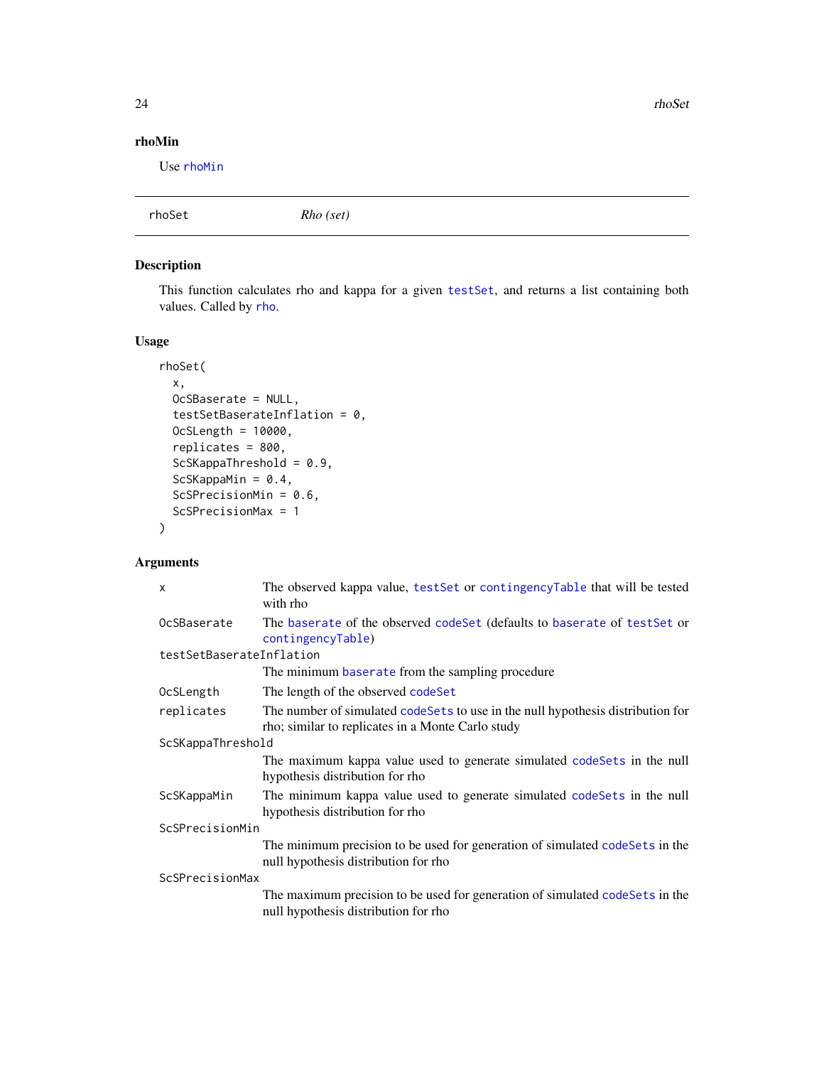**rhoMin**

Use rhoMin

---

rhoSet *Rho (set)*

---

## Description

This function calculates rho and kappa for a given testSet, and returns a list containing both values. Called by rho.

## Usage

```
rhoSet(
  x,
  OcSBaserate = NULL,
  testSetBaserateInflation = 0,
  OcSLength = 10000,
  replicates = 800,
  ScSKappaThreshold = 0.9,
  ScSKappaMin = 0.4,
  ScSPrecisionMin = 0.6,
  ScSPrecisionMax = 1
)
```

## Arguments

| | |
|---|---|
| x | The observed kappa value, testSet or contingencyTable that will be tested with rho |
| OcSBaserate | The baserate of the observed codeSet (defaults to baserate of testSet or contingencyTable) |
| testSetBaserateInflation | The minimum baserate from the sampling procedure |
| OcSLength | The length of the observed codeSet |
| replicates | The number of simulated codeSets to use in the null hypothesis distribution for rho; similar to replicates in a Monte Carlo study |
| ScSKappaThreshold | The maximum kappa value used to generate simulated codeSets in the null hypothesis distribution for rho |
| ScSKappaMin | The minimum kappa value used to generate simulated codeSets in the null hypothesis distribution for rho |
| ScSPrecisionMin | The minimum precision to be used for generation of simulated codeSets in the null hypothesis distribution for rho |
| ScSPrecisionMax | The maximum precision to be used for generation of simulated codeSets in the null hypothesis distribution for rho |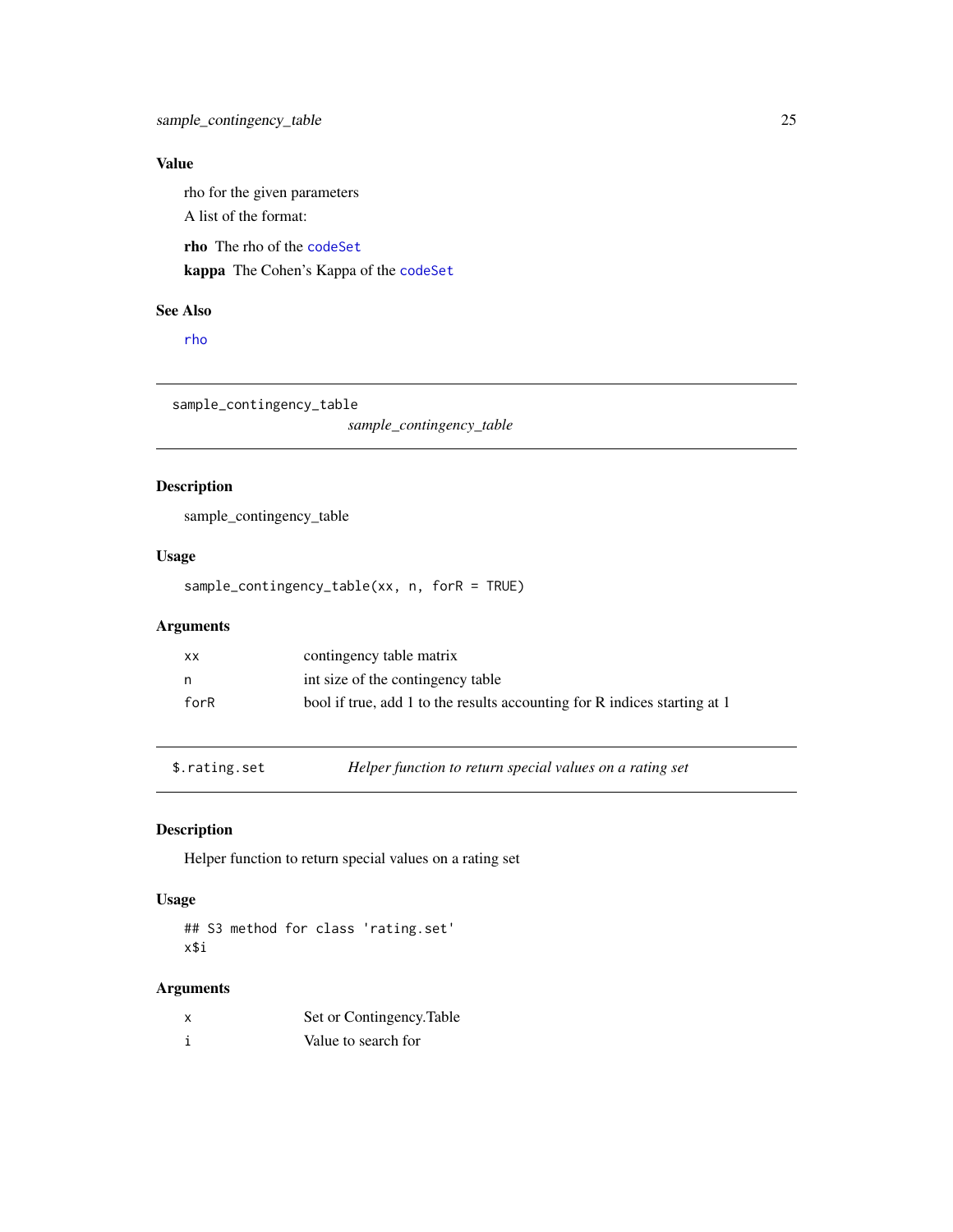### Value

rho for the given parameters

A list of the format:

**rho** The rho of the codeSet

**kappa** The Cohen's Kappa of the codeSet

### See Also

rho

---

## sample_contingency_table

*sample_contingency_table*

### Description

sample_contingency_table

### Usage

```
sample_contingency_table(xx, n, forR = TRUE)
```

### Arguments

| | |
|---|---|
| xx | contingency table matrix |
| n | int size of the contingency table |
| forR | bool if true, add 1 to the results accounting for R indices starting at 1 |

---

## $.rating.set — *Helper function to return special values on a rating set*

### Description

Helper function to return special values on a rating set

### Usage

```
## S3 method for class 'rating.set'
x$i
```

### Arguments

| | |
|---|---|
| x | Set or Contingency.Table |
| i | Value to search for |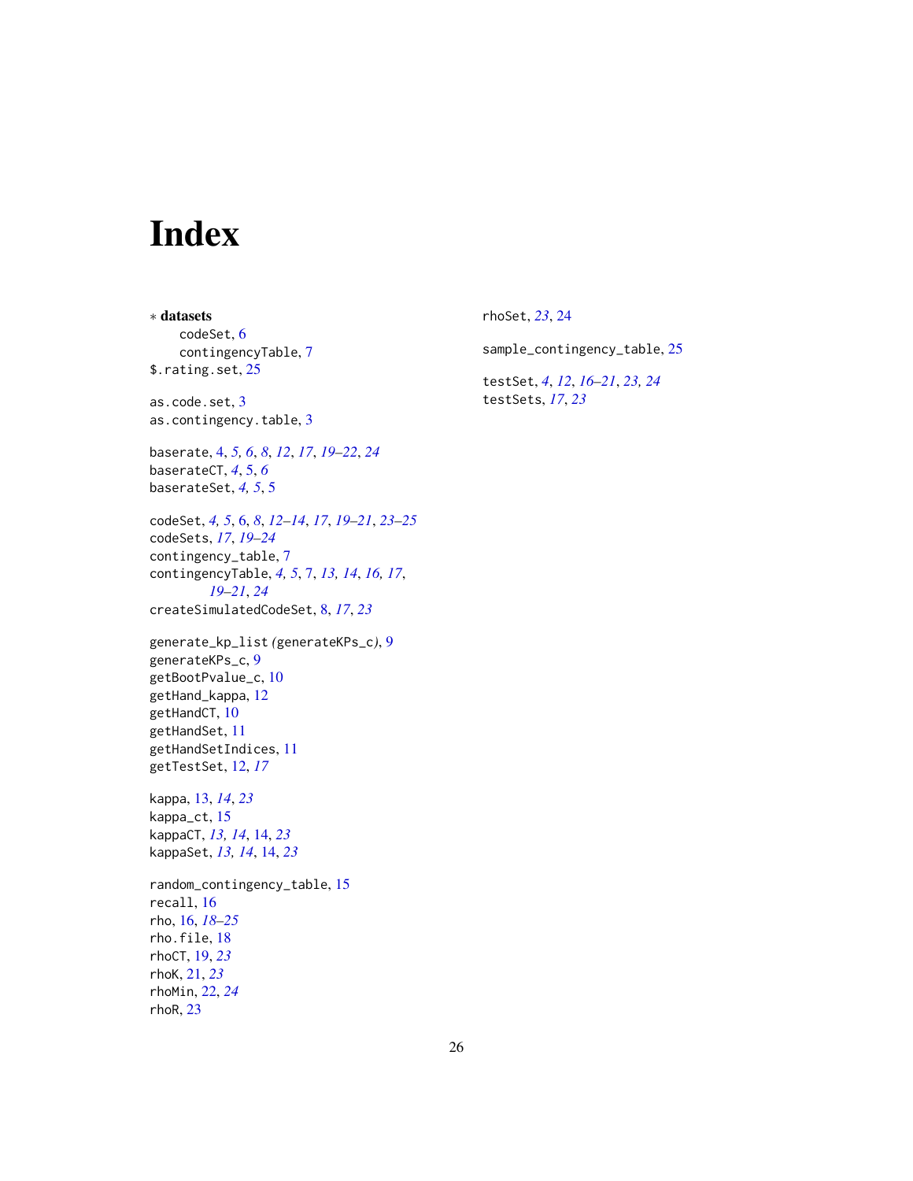# Index

∗ **datasets**
    codeSet, 6
    contingencyTable, 7
$.rating.set, 25

as.code.set, 3
as.contingency.table, 3

baserate, 4, *5, 6*, *8*, *12*, *17*, *19–22*, *24*
baserateCT, *4*, 5, *6*
baserateSet, *4, 5*, 5

codeSet, *4, 5*, 6, *8*, *12–14*, *17*, *19–21*, *23–25*
codeSets, *17*, *19–24*
contingency_table, 7
contingencyTable, *4, 5*, 7, *13, 14*, *16, 17*, *19–21*, *24*
createSimulatedCodeSet, 8, *17*, *23*

generate_kp_list *(*generateKPs_c*)*, 9
generateKPs_c, 9
getBootPvalue_c, 10
getHand_kappa, 12
getHandCT, 10
getHandSet, 11
getHandSetIndices, 11
getTestSet, 12, *17*

kappa, 13, *14*, *23*
kappa_ct, 15
kappaCT, *13, 14*, 14, *23*
kappaSet, *13, 14*, 14, *23*

random_contingency_table, 15
recall, 16
rho, 16, *18–25*
rho.file, 18
rhoCT, 19, *23*
rhoK, 21, *23*
rhoMin, 22, *24*
rhoR, 23
rhoSet, *23*, 24

sample_contingency_table, 25

testSet, *4*, *12*, *16–21*, *23, 24*
testSets, *17*, *23*